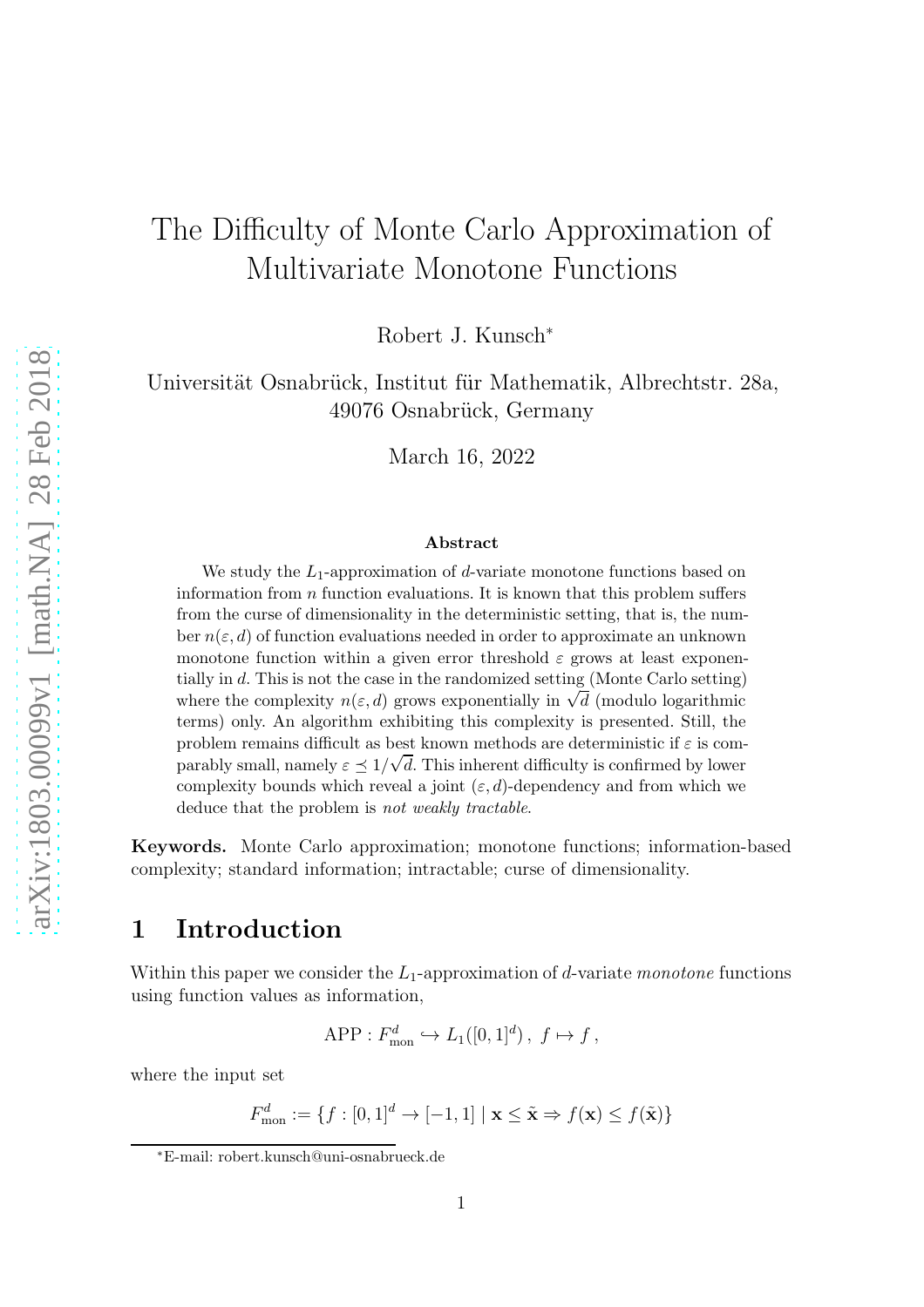# The Difficulty of Monte Carlo Approximation of Multivariate Monotone Functions

Robert J. Kunsch[*]

Universität Osnabrück, Institut für Mathematik, Albrechtstr. 28a, 49076 Osnabrück, Germany

March 16, 2022

### Abstract

We study the $L_1$-approximation of $d$-variate monotone functions based on information from $n$ function evaluations. It is known that this problem suffers from the curse of dimensionality in the deterministic setting, that is, the number $n(\varepsilon, d)$ of function evaluations needed in order to approximate an unknown monotone function within a given error threshold $\varepsilon$ grows at least exponentially in $d$. This is not the case in the randomized setting (Monte Carlo setting) where the complexity $n(\varepsilon, d)$ grows exponentially in $\sqrt{d}$ (modulo logarithmic terms) only. An algorithm exhibiting this complexity is presented. Still, the problem remains difficult as best known methods are deterministic if $\varepsilon$ is comparably small, namely $\varepsilon \preceq 1/\sqrt{d}$. This inherent difficulty is confirmed by lower complexity bounds which reveal a joint $(\varepsilon, d)$-dependency and from which we deduce that the problem is *not weakly tractable*.

**Keywords.** Monte Carlo approximation; monotone functions; information-based complexity; standard information; intractable; curse of dimensionality.

## 1 Introduction

Within this paper we consider the $L_1$-approximation of $d$-variate *monotone* functions using function values as information,

$$\mathrm{APP} : F_{\mathrm{mon}}^d \hookrightarrow L_1([0,1]^d)\,,\ f \mapsto f\,,$$

where the input set

$$F_{\mathrm{mon}}^d := \{f : [0,1]^d \to [-1,1] \mid \mathbf{x} \leq \tilde{\mathbf{x}} \Rightarrow f(\mathbf{x}) \leq f(\tilde{\mathbf{x}})\}$$

[*]E-mail: robert.kunsch@uni-osnabrueck.de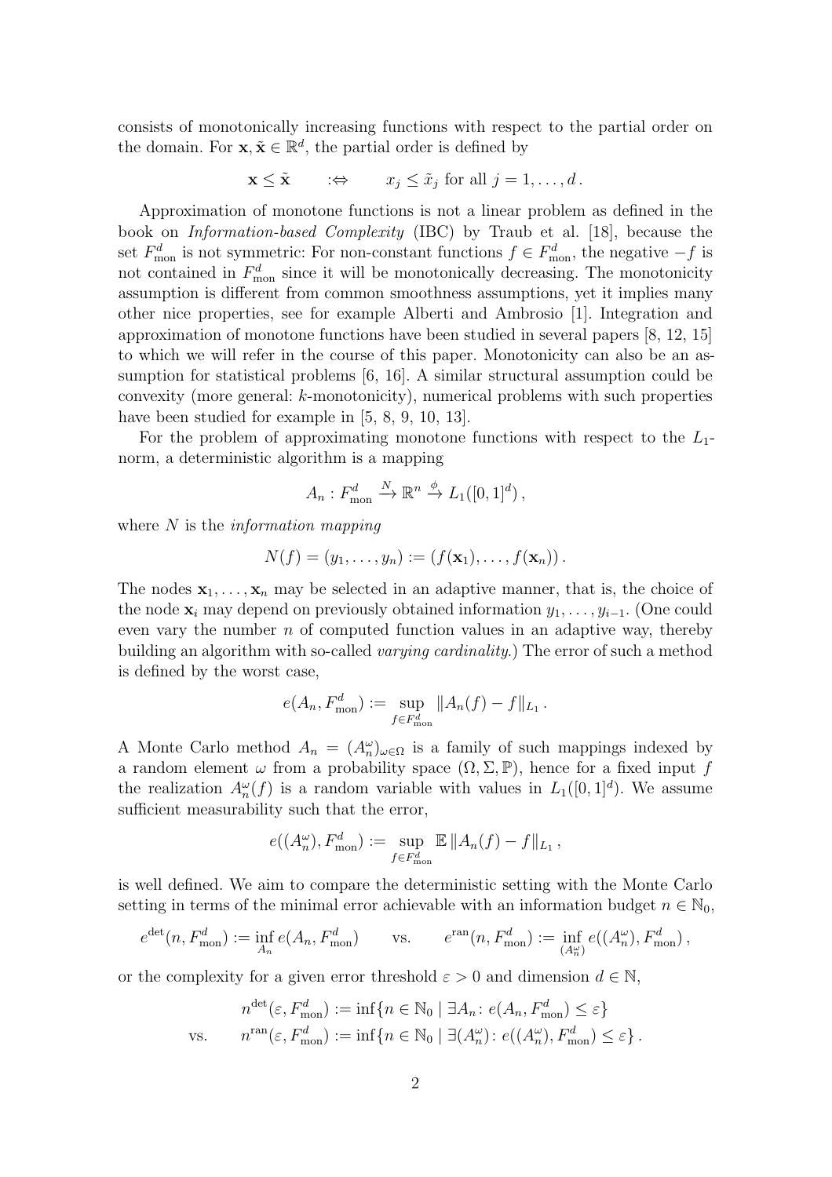consists of monotonically increasing functions with respect to the partial order on the domain. For $\mathbf{x}, \tilde{\mathbf{x}} \in \mathbb{R}^d$, the partial order is defined by

$$\mathbf{x} \leq \tilde{\mathbf{x}} \qquad :\Leftrightarrow \qquad x_j \leq \tilde{x}_j \text{ for all } j = 1, \ldots, d\,.$$

Approximation of monotone functions is not a linear problem as defined in the book on *Information-based Complexity* (IBC) by Traub et al. [18], because the set $F_{\mathrm{mon}}^d$ is not symmetric: For non-constant functions $f \in F_{\mathrm{mon}}^d$, the negative $-f$ is not contained in $F_{\mathrm{mon}}^d$ since it will be monotonically decreasing. The monotonicity assumption is different from common smoothness assumptions, yet it implies many other nice properties, see for example Alberti and Ambrosio [1]. Integration and approximation of monotone functions have been studied in several papers [8, 12, 15] to which we will refer in the course of this paper. Monotonicity can also be an assumption for statistical problems [6, 16]. A similar structural assumption could be convexity (more general: $k$-monotonicity), numerical problems with such properties have been studied for example in [5, 8, 9, 10, 13].

For the problem of approximating monotone functions with respect to the $L_1$-norm, a deterministic algorithm is a mapping

$$A_n : F_{\mathrm{mon}}^d \xrightarrow{N} \mathbb{R}^n \xrightarrow{\phi} L_1([0,1]^d)\,,$$

where $N$ is the *information mapping*

$$N(f) = (y_1, \ldots, y_n) := (f(\mathbf{x}_1), \ldots, f(\mathbf{x}_n))\,.$$

The nodes $\mathbf{x}_1, \ldots, \mathbf{x}_n$ may be selected in an adaptive manner, that is, the choice of the node $\mathbf{x}_i$ may depend on previously obtained information $y_1, \ldots, y_{i-1}$. (One could even vary the number $n$ of computed function values in an adaptive way, thereby building an algorithm with so-called *varying cardinality*.) The error of such a method is defined by the worst case,

$$e(A_n, F_{\mathrm{mon}}^d) := \sup_{f \in F_{\mathrm{mon}}^d} \|A_n(f) - f\|_{L_1}\,.$$

A Monte Carlo method $A_n = (A_n^\omega)_{\omega \in \Omega}$ is a family of such mappings indexed by a random element $\omega$ from a probability space $(\Omega, \Sigma, \mathbb{P})$, hence for a fixed input $f$ the realization $A_n^\omega(f)$ is a random variable with values in $L_1([0,1]^d)$. We assume sufficient measurability such that the error,

$$e((A_n^\omega), F_{\mathrm{mon}}^d) := \sup_{f \in F_{\mathrm{mon}}^d} \mathbb{E}\, \|A_n(f) - f\|_{L_1}\,,$$

is well defined. We aim to compare the deterministic setting with the Monte Carlo setting in terms of the minimal error achievable with an information budget $n \in \mathbb{N}_0$,

$$e^{\mathrm{det}}(n, F_{\mathrm{mon}}^d) := \inf_{A_n} e(A_n, F_{\mathrm{mon}}^d) \qquad \text{vs.} \qquad e^{\mathrm{ran}}(n, F_{\mathrm{mon}}^d) := \inf_{(A_n^\omega)} e((A_n^\omega), F_{\mathrm{mon}}^d)\,,$$

or the complexity for a given error threshold $\varepsilon > 0$ and dimension $d \in \mathbb{N}$,

$$\begin{aligned} & n^{\mathrm{det}}(\varepsilon, F_{\mathrm{mon}}^d) := \inf\{n \in \mathbb{N}_0 \mid \exists A_n \colon e(A_n, F_{\mathrm{mon}}^d) \leq \varepsilon\} \\ \text{vs.} \qquad & n^{\mathrm{ran}}(\varepsilon, F_{\mathrm{mon}}^d) := \inf\{n \in \mathbb{N}_0 \mid \exists (A_n^\omega) \colon e((A_n^\omega), F_{\mathrm{mon}}^d) \leq \varepsilon\}\,. \end{aligned}$$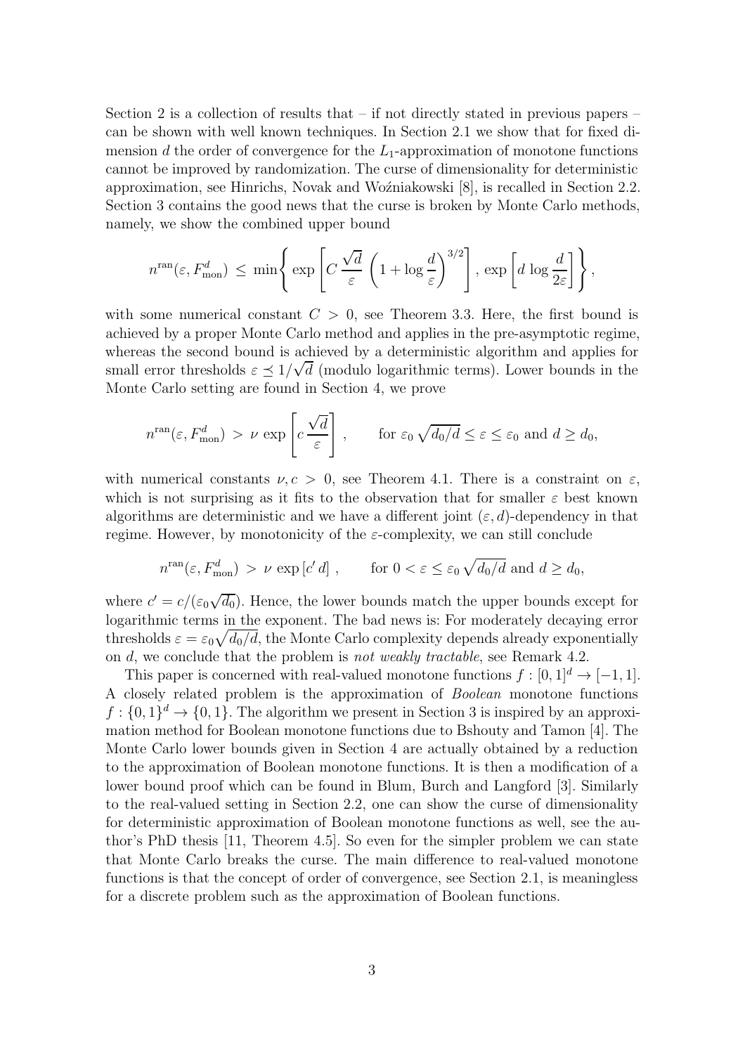Section 2 is a collection of results that – if not directly stated in previous papers – can be shown with well known techniques. In Section 2.1 we show that for fixed dimension $d$ the order of convergence for the $L_1$-approximation of monotone functions cannot be improved by randomization. The curse of dimensionality for deterministic approximation, see Hinrichs, Novak and Woźniakowski [8], is recalled in Section 2.2. Section 3 contains the good news that the curse is broken by Monte Carlo methods, namely, we show the combined upper bound

$$n^{\mathrm{ran}}(\varepsilon, F_{\mathrm{mon}}^d) \,\leq\, \min\left\{ \exp\left[ C\,\frac{\sqrt{d}}{\varepsilon}\,\left(1 + \log\frac{d}{\varepsilon}\right)^{3/2}\right],\, \exp\left[d\,\log\frac{d}{2\varepsilon}\right] \right\},$$

with some numerical constant $C > 0$, see Theorem 3.3. Here, the first bound is achieved by a proper Monte Carlo method and applies in the pre-asymptotic regime, whereas the second bound is achieved by a deterministic algorithm and applies for small error thresholds $\varepsilon \preceq 1/\sqrt{d}$ (modulo logarithmic terms). Lower bounds in the Monte Carlo setting are found in Section 4, we prove

$$n^{\mathrm{ran}}(\varepsilon, F_{\mathrm{mon}}^d) \,>\, \nu\,\exp\left[c\,\frac{\sqrt{d}}{\varepsilon}\right], \qquad \text{for } \varepsilon_0\,\sqrt{d_0/d} \leq \varepsilon \leq \varepsilon_0 \text{ and } d \geq d_0,$$

with numerical constants $\nu, c > 0$, see Theorem 4.1. There is a constraint on $\varepsilon$, which is not surprising as it fits to the observation that for smaller $\varepsilon$ best known algorithms are deterministic and we have a different joint $(\varepsilon, d)$-dependency in that regime. However, by monotonicity of the $\varepsilon$-complexity, we can still conclude

$$n^{\mathrm{ran}}(\varepsilon, F_{\mathrm{mon}}^d) \,>\, \nu\,\exp\left[c'\,d\right], \qquad \text{for } 0 < \varepsilon \leq \varepsilon_0\,\sqrt{d_0/d} \text{ and } d \geq d_0,$$

where $c' = c/(\varepsilon_0\sqrt{d_0})$. Hence, the lower bounds match the upper bounds except for logarithmic terms in the exponent. The bad news is: For moderately decaying error thresholds $\varepsilon = \varepsilon_0\sqrt{d_0/d}$, the Monte Carlo complexity depends already exponentially on $d$, we conclude that the problem is *not weakly tractable*, see Remark 4.2.

This paper is concerned with real-valued monotone functions $f : [0,1]^d \to [-1,1]$. A closely related problem is the approximation of *Boolean* monotone functions $f : \{0,1\}^d \to \{0,1\}$. The algorithm we present in Section 3 is inspired by an approximation method for Boolean monotone functions due to Bshouty and Tamon [4]. The Monte Carlo lower bounds given in Section 4 are actually obtained by a reduction to the approximation of Boolean monotone functions. It is then a modification of a lower bound proof which can be found in Blum, Burch and Langford [3]. Similarly to the real-valued setting in Section 2.2, one can show the curse of dimensionality for deterministic approximation of Boolean monotone functions as well, see the author's PhD thesis [11, Theorem 4.5]. So even for the simpler problem we can state that Monte Carlo breaks the curse. The main difference to real-valued monotone functions is that the concept of order of convergence, see Section 2.1, is meaningless for a discrete problem such as the approximation of Boolean functions.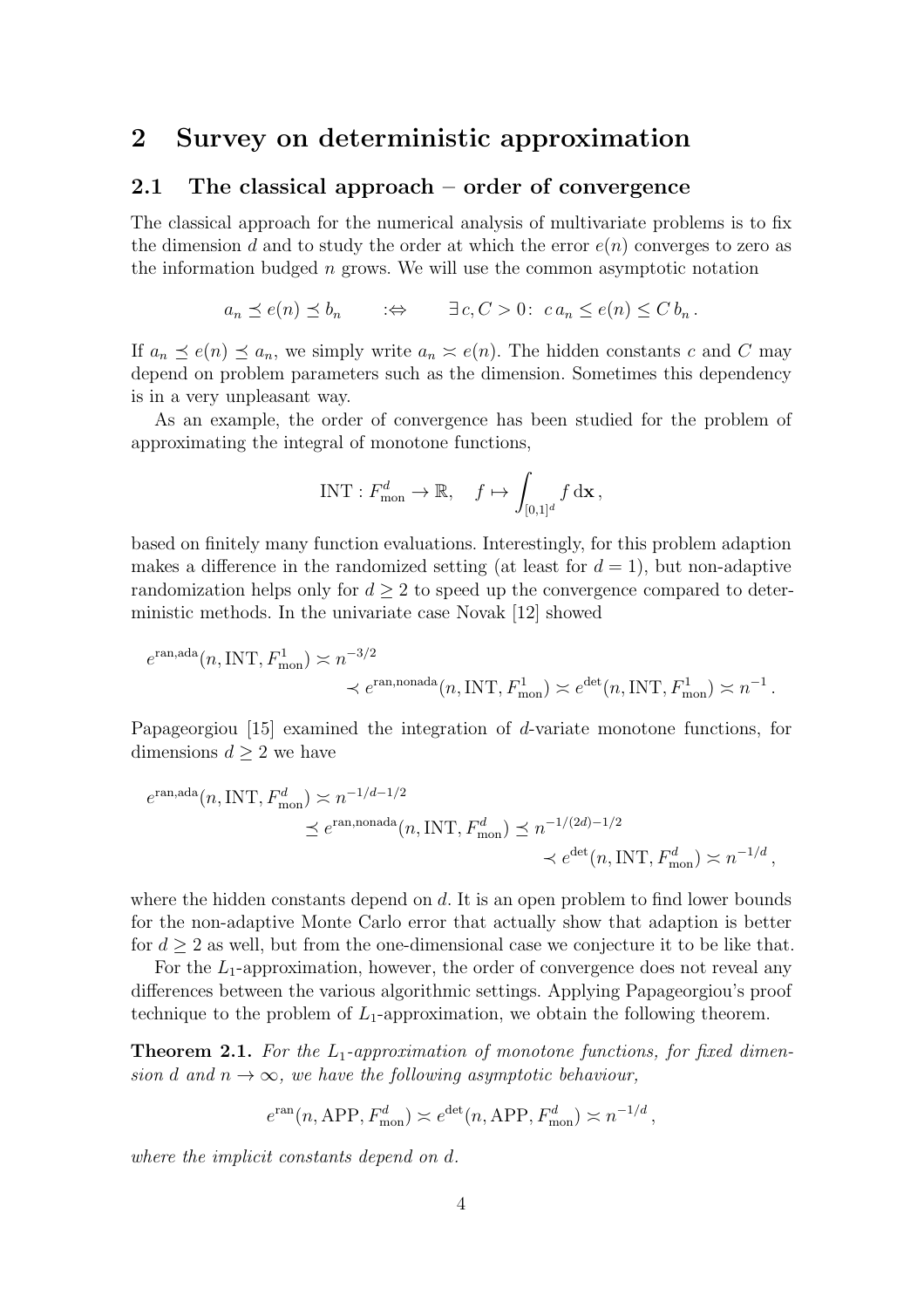## 2 Survey on deterministic approximation

### 2.1 The classical approach – order of convergence

The classical approach for the numerical analysis of multivariate problems is to fix the dimension $d$ and to study the order at which the error $e(n)$ converges to zero as the information budged $n$ grows. We will use the common asymptotic notation

$$a_n \preceq e(n) \preceq b_n \qquad :\Leftrightarrow \qquad \exists\, c, C > 0\colon\ c\, a_n \leq e(n) \leq C\, b_n\,.$$

If $a_n \preceq e(n) \preceq a_n$, we simply write $a_n \asymp e(n)$. The hidden constants $c$ and $C$ may depend on problem parameters such as the dimension. Sometimes this dependency is in a very unpleasant way.

As an example, the order of convergence has been studied for the problem of approximating the integral of monotone functions,

$$\mathrm{INT} : F_{\mathrm{mon}}^d \to \mathbb{R}, \quad f \mapsto \int_{[0,1]^d} f \,\mathrm{d}\mathbf{x}\,,$$

based on finitely many function evaluations. Interestingly, for this problem adaption makes a difference in the randomized setting (at least for $d = 1$), but non-adaptive randomization helps only for $d \geq 2$ to speed up the convergence compared to deterministic methods. In the univariate case Novak [12] showed

$$e^{\mathrm{ran,ada}}(n, \mathrm{INT}, F_{\mathrm{mon}}^1) \asymp n^{-3/2} \\ \prec e^{\mathrm{ran,nonada}}(n, \mathrm{INT}, F_{\mathrm{mon}}^1) \asymp e^{\mathrm{det}}(n, \mathrm{INT}, F_{\mathrm{mon}}^1) \asymp n^{-1}\,.$$

Papageorgiou [15] examined the integration of $d$-variate monotone functions, for dimensions $d \geq 2$ we have

$$e^{\mathrm{ran,ada}}(n, \mathrm{INT}, F_{\mathrm{mon}}^d) \asymp n^{-1/d-1/2} \\ \preceq e^{\mathrm{ran,nonada}}(n, \mathrm{INT}, F_{\mathrm{mon}}^d) \preceq n^{-1/(2d)-1/2} \\ \prec e^{\mathrm{det}}(n, \mathrm{INT}, F_{\mathrm{mon}}^d) \asymp n^{-1/d}\,,$$

where the hidden constants depend on $d$. It is an open problem to find lower bounds for the non-adaptive Monte Carlo error that actually show that adaption is better for $d \geq 2$ as well, but from the one-dimensional case we conjecture it to be like that.

For the $L_1$-approximation, however, the order of convergence does not reveal any differences between the various algorithmic settings. Applying Papageorgiou's proof technique to the problem of $L_1$-approximation, we obtain the following theorem.

**Theorem 2.1.** *For the $L_1$-approximation of monotone functions, for fixed dimension $d$ and $n \to \infty$, we have the following asymptotic behaviour,*

$$e^{\mathrm{ran}}(n, \mathrm{APP}, F_{\mathrm{mon}}^d) \asymp e^{\mathrm{det}}(n, \mathrm{APP}, F_{\mathrm{mon}}^d) \asymp n^{-1/d}\,,$$

*where the implicit constants depend on $d$.*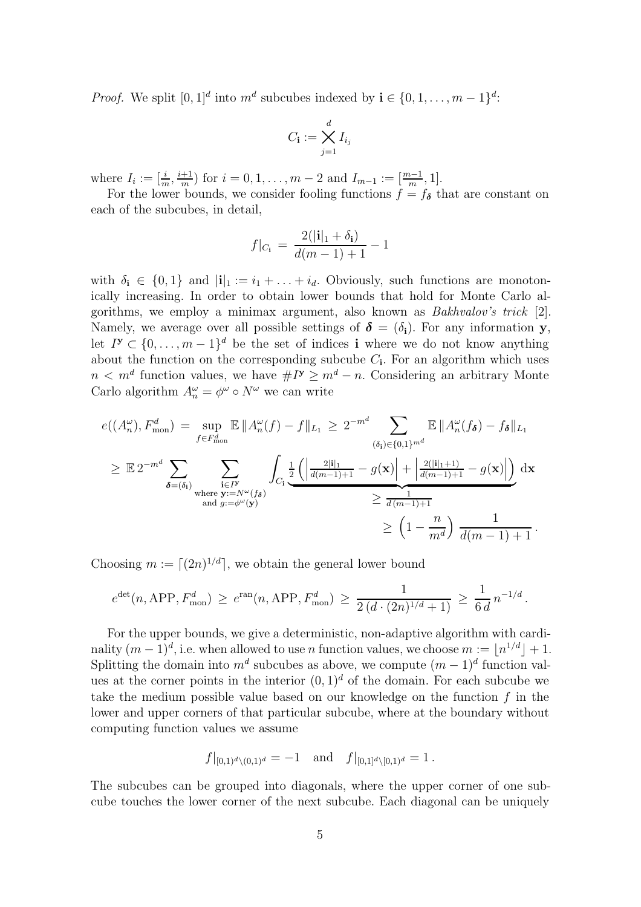*Proof.* We split $[0,1]^d$ into $m^d$ subcubes indexed by $\mathbf{i} \in \{0,1,\ldots,m-1\}^d$:

$$C_{\mathbf{i}} := \bigtimes_{j=1}^{d} I_{i_j}$$

where $I_i := [\frac{i}{m}, \frac{i+1}{m})$ for $i = 0,1,\ldots,m-2$ and $I_{m-1} := [\frac{m-1}{m}, 1]$.

For the lower bounds, we consider fooling functions $f = f_{\boldsymbol{\delta}}$ that are constant on each of the subcubes, in detail,

$$f|_{C_{\mathbf{i}}} = \frac{2(|\mathbf{i}|_1 + \delta_{\mathbf{i}})}{d(m-1)+1} - 1$$

with $\delta_{\mathbf{i}} \in \{0,1\}$ and $|\mathbf{i}|_1 := i_1 + \ldots + i_d$. Obviously, such functions are monotonically increasing. In order to obtain lower bounds that hold for Monte Carlo algorithms, we employ a minimax argument, also known as *Bakhvalov's trick* [2]. Namely, we average over all possible settings of $\boldsymbol{\delta} = (\delta_{\mathbf{i}})$. For any information $\mathbf{y}$, let $I^{\mathbf{y}} \subset \{0,\ldots,m-1\}^d$ be the set of indices $\mathbf{i}$ where we do not know anything about the function on the corresponding subcube $C_{\mathbf{i}}$. For an algorithm which uses $n < m^d$ function values, we have $\# I^{\mathbf{y}} \geq m^d - n$. Considering an arbitrary Monte Carlo algorithm $A_n^\omega = \phi^\omega \circ N^\omega$ we can write

$$\begin{aligned}
e((A_n^\omega), F_{\mathrm{mon}}^d) &= \sup_{f \in F_{\mathrm{mon}}^d} \mathbb{E}\, \|A_n^\omega(f) - f\|_{L_1} \geq 2^{-m^d} \sum_{(\delta_{\mathbf{i}}) \in \{0,1\}^{m^d}} \mathbb{E}\, \|A_n^\omega(f_{\boldsymbol{\delta}}) - f_{\boldsymbol{\delta}}\|_{L_1} \\
&\geq \mathbb{E}\, 2^{-m^d} \sum_{\boldsymbol{\delta} = (\delta_{\mathbf{i}})} \sum_{\substack{\mathbf{i} \in I^{\mathbf{y}} \\ \text{where } \mathbf{y} := N^\omega(f_{\boldsymbol{\delta}}) \\ \text{and } g := \phi^\omega(\mathbf{y})}} \int_{C_{\mathbf{i}}} \underbrace{\tfrac{1}{2}\left( \left| \tfrac{2|\mathbf{i}|_1}{d(m-1)+1} - g(\mathbf{x}) \right| + \left| \tfrac{2(|\mathbf{i}|_1 + 1)}{d(m-1)+1} - g(\mathbf{x}) \right| \right)}_{\geq \frac{1}{d(m-1)+1}} \,\mathrm{d}\mathbf{x} \\
&\geq \left(1 - \frac{n}{m^d}\right) \frac{1}{d(m-1)+1}\,.
\end{aligned}$$

Choosing $m := \lceil (2n)^{1/d} \rceil$, we obtain the general lower bound

$$e^{\mathrm{det}}(n, \mathrm{APP}, F_{\mathrm{mon}}^d) \geq e^{\mathrm{ran}}(n, \mathrm{APP}, F_{\mathrm{mon}}^d) \geq \frac{1}{2\,(d \cdot (2n)^{1/d} + 1)} \geq \frac{1}{6\,d}\, n^{-1/d}\,.$$

For the upper bounds, we give a deterministic, non-adaptive algorithm with cardinality $(m-1)^d$, i.e. when allowed to use $n$ function values, we choose $m := \lfloor n^{1/d} \rfloor + 1$. Splitting the domain into $m^d$ subcubes as above, we compute $(m-1)^d$ function values at the corner points in the interior $(0,1)^d$ of the domain. For each subcube we take the medium possible value based on our knowledge on the function $f$ in the lower and upper corners of that particular subcube, where at the boundary without computing function values we assume

$$f|_{[0,1)^d \setminus (0,1)^d} = -1 \quad \text{and} \quad f|_{[0,1]^d \setminus [0,1)^d} = 1\,.$$

The subcubes can be grouped into diagonals, where the upper corner of one subcube touches the lower corner of the next subcube. Each diagonal can be uniquely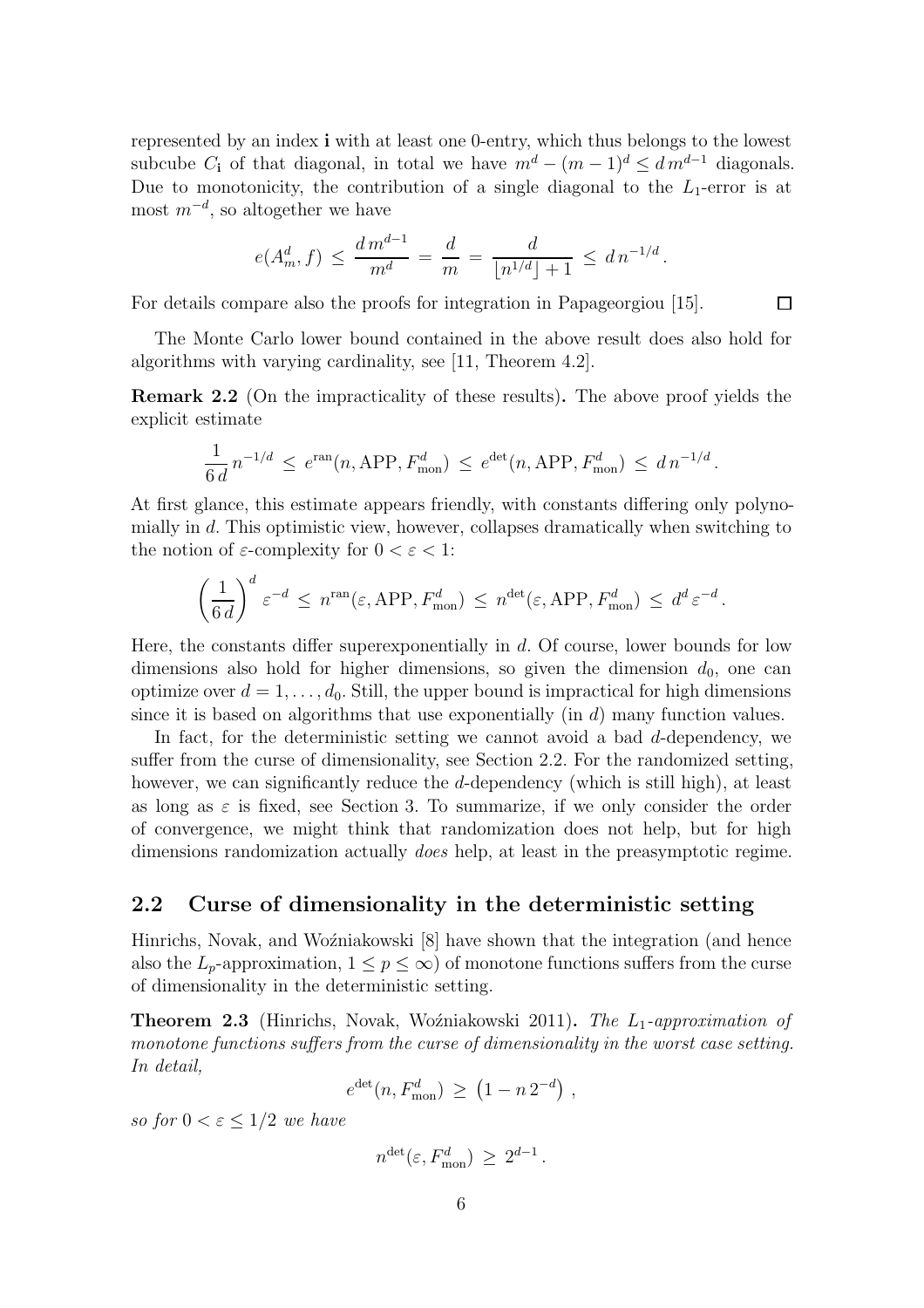represented by an index $\mathbf{i}$ with at least one 0-entry, which thus belongs to the lowest subcube $C_{\mathbf{i}}$ of that diagonal, in total we have $m^d - (m-1)^d \leq d\, m^{d-1}$ diagonals. Due to monotonicity, the contribution of a single diagonal to the $L_1$-error is at most $m^{-d}$, so altogether we have

$$e(A_m^d, f) \leq \frac{d\, m^{d-1}}{m^d} = \frac{d}{m} = \frac{d}{\lfloor n^{1/d} \rfloor + 1} \leq d\, n^{-1/d}.$$

For details compare also the proofs for integration in Papageorgiou [15]. □

The Monte Carlo lower bound contained in the above result does also hold for algorithms with varying cardinality, see [11, Theorem 4.2].

**Remark 2.2** (On the impracticality of these results)**.** The above proof yields the explicit estimate

$$\frac{1}{6\,d}\, n^{-1/d} \leq e^{\mathrm{ran}}(n, \mathrm{APP}, F_{\mathrm{mon}}^d) \leq e^{\mathrm{det}}(n, \mathrm{APP}, F_{\mathrm{mon}}^d) \leq d\, n^{-1/d}.$$

At first glance, this estimate appears friendly, with constants differing only polynomially in $d$. This optimistic view, however, collapses dramatically when switching to the notion of $\varepsilon$-complexity for $0 < \varepsilon < 1$:

$$\left(\frac{1}{6\,d}\right)^d \varepsilon^{-d} \leq n^{\mathrm{ran}}(\varepsilon, \mathrm{APP}, F_{\mathrm{mon}}^d) \leq n^{\mathrm{det}}(\varepsilon, \mathrm{APP}, F_{\mathrm{mon}}^d) \leq d^d\, \varepsilon^{-d}.$$

Here, the constants differ superexponentially in $d$. Of course, lower bounds for low dimensions also hold for higher dimensions, so given the dimension $d_0$, one can optimize over $d = 1, \ldots, d_0$. Still, the upper bound is impractical for high dimensions since it is based on algorithms that use exponentially (in $d$) many function values.

In fact, for the deterministic setting we cannot avoid a bad $d$-dependency, we suffer from the curse of dimensionality, see Section 2.2. For the randomized setting, however, we can significantly reduce the $d$-dependency (which is still high), at least as long as $\varepsilon$ is fixed, see Section 3. To summarize, if we only consider the order of convergence, we might think that randomization does not help, but for high dimensions randomization actually *does* help, at least in the preasymptotic regime.

## 2.2 Curse of dimensionality in the deterministic setting

Hinrichs, Novak, and Woźniakowski [8] have shown that the integration (and hence also the $L_p$-approximation, $1 \leq p \leq \infty$) of monotone functions suffers from the curse of dimensionality in the deterministic setting.

**Theorem 2.3** (Hinrichs, Novak, Woźniakowski 2011)**.** *The $L_1$-approximation of monotone functions suffers from the curse of dimensionality in the worst case setting. In detail,*

$$e^{\mathrm{det}}(n, F_{\mathrm{mon}}^d) \geq \left(1 - n\, 2^{-d}\right),$$

*so for $0 < \varepsilon \leq 1/2$ we have*

$$n^{\mathrm{det}}(\varepsilon, F_{\mathrm{mon}}^d) \geq 2^{d-1}.$$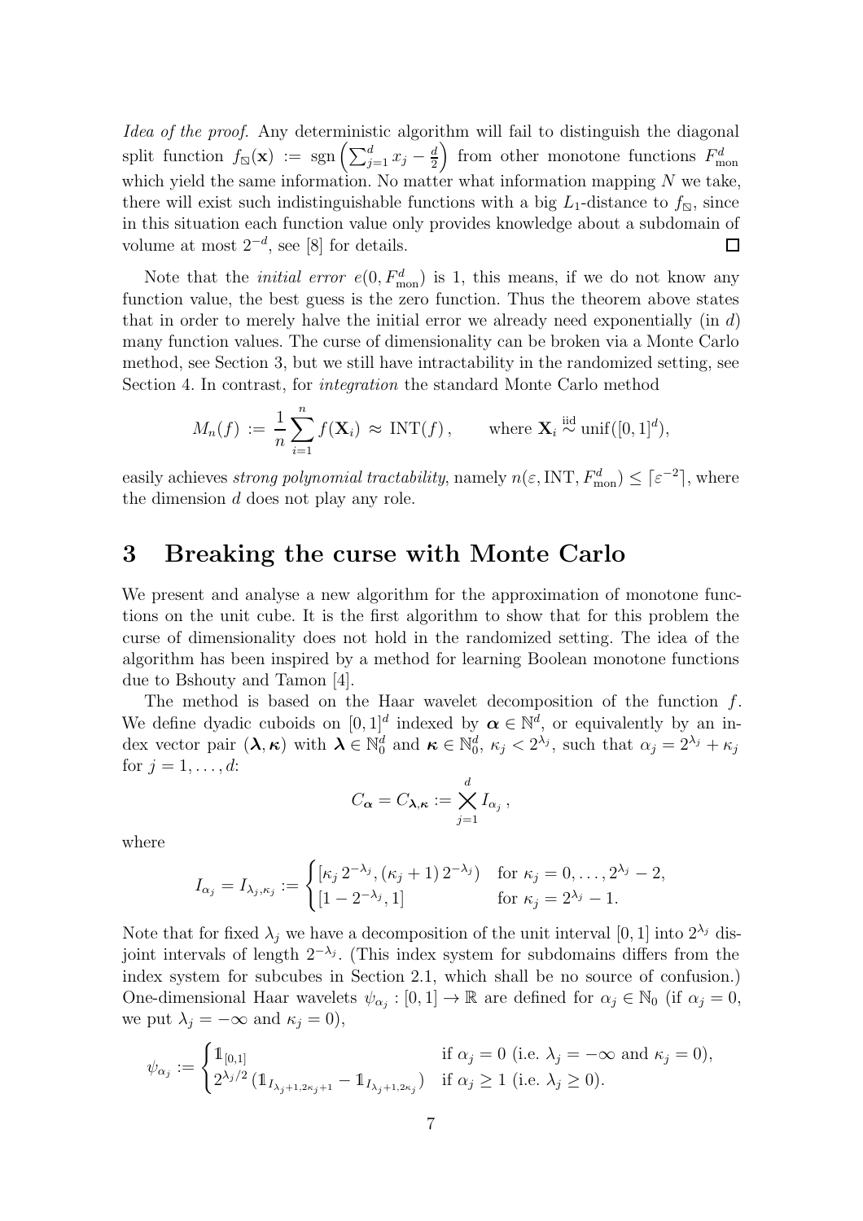*Idea of the proof.* Any deterministic algorithm will fail to distinguish the diagonal split function $f_{\boxslash}(\mathbf{x}) := \operatorname{sgn}\left(\sum_{j=1}^{d} x_j - \frac{d}{2}\right)$ from other monotone functions $F_{\mathrm{mon}}^d$ which yield the same information. No matter what information mapping $N$ we take, there will exist such indistinguishable functions with a big $L_1$-distance to $f_{\boxslash}$, since in this situation each function value only provides knowledge about a subdomain of volume at most $2^{-d}$, see [8] for details. $\square$

Note that the *initial error* $e(0, F_{\mathrm{mon}}^d)$ is 1, this means, if we do not know any function value, the best guess is the zero function. Thus the theorem above states that in order to merely halve the initial error we already need exponentially (in $d$) many function values. The curse of dimensionality can be broken via a Monte Carlo method, see Section 3, but we still have intractability in the randomized setting, see Section 4. In contrast, for *integration* the standard Monte Carlo method

$$M_n(f) := \frac{1}{n} \sum_{i=1}^{n} f(\mathbf{X}_i) \approx \mathrm{INT}(f), \qquad \text{where } \mathbf{X}_i \stackrel{\text{iid}}{\sim} \mathrm{unif}([0,1]^d),$$

easily achieves *strong polynomial tractability*, namely $n(\varepsilon, \mathrm{INT}, F_{\mathrm{mon}}^d) \leq \lceil \varepsilon^{-2} \rceil$, where the dimension $d$ does not play any role.

# 3 Breaking the curse with Monte Carlo

We present and analyse a new algorithm for the approximation of monotone functions on the unit cube. It is the first algorithm to show that for this problem the curse of dimensionality does not hold in the randomized setting. The idea of the algorithm has been inspired by a method for learning Boolean monotone functions due to Bshouty and Tamon [4].

The method is based on the Haar wavelet decomposition of the function $f$. We define dyadic cuboids on $[0,1]^d$ indexed by $\boldsymbol{\alpha} \in \mathbb{N}^d$, or equivalently by an index vector pair $(\boldsymbol{\lambda}, \boldsymbol{\kappa})$ with $\boldsymbol{\lambda} \in \mathbb{N}_0^d$ and $\boldsymbol{\kappa} \in \mathbb{N}_0^d$, $\kappa_j < 2^{\lambda_j}$, such that $\alpha_j = 2^{\lambda_j} + \kappa_j$ for $j = 1, \ldots, d$:

$$C_{\boldsymbol{\alpha}} = C_{\boldsymbol{\lambda}, \boldsymbol{\kappa}} := \bigtimes_{j=1}^{d} I_{\alpha_j},$$

where

$$I_{\alpha_j} = I_{\lambda_j, \kappa_j} := \begin{cases} [\kappa_j \, 2^{-\lambda_j}, (\kappa_j + 1) \, 2^{-\lambda_j}) & \text{for } \kappa_j = 0, \ldots, 2^{\lambda_j} - 2, \\ [1 - 2^{-\lambda_j}, 1] & \text{for } \kappa_j = 2^{\lambda_j} - 1. \end{cases}$$

Note that for fixed $\lambda_j$ we have a decomposition of the unit interval $[0,1]$ into $2^{\lambda_j}$ disjoint intervals of length $2^{-\lambda_j}$. (This index system for subdomains differs from the index system for subcubes in Section 2.1, which shall be no source of confusion.) One-dimensional Haar wavelets $\psi_{\alpha_j} : [0,1] \to \mathbb{R}$ are defined for $\alpha_j \in \mathbb{N}_0$ (if $\alpha_j = 0$, we put $\lambda_j = -\infty$ and $\kappa_j = 0$),

$$\psi_{\alpha_j} := \begin{cases} \mathbb{1}_{[0,1]} & \text{if } \alpha_j = 0 \text{ (i.e. } \lambda_j = -\infty \text{ and } \kappa_j = 0), \\ 2^{\lambda_j/2} \left( \mathbb{1}_{I_{\lambda_j+1, 2\kappa_j+1}} - \mathbb{1}_{I_{\lambda_j+1, 2\kappa_j}} \right) & \text{if } \alpha_j \geq 1 \text{ (i.e. } \lambda_j \geq 0). \end{cases}$$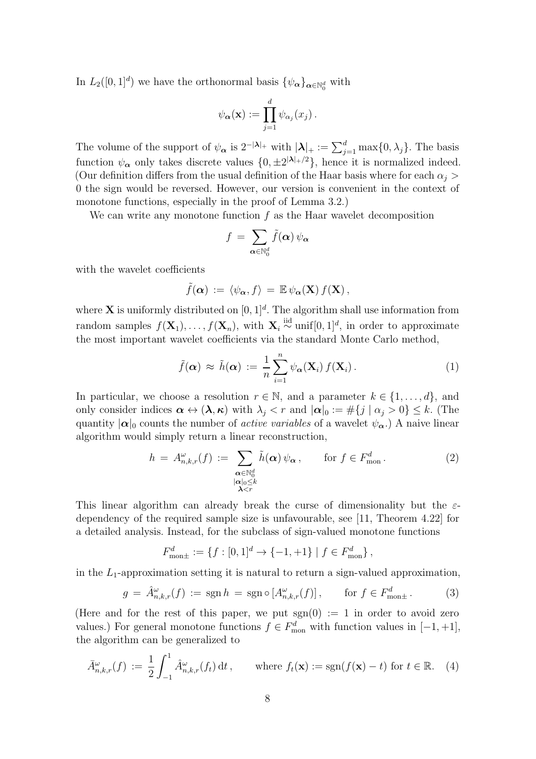In $L_2([0,1]^d)$ we have the orthonormal basis $\{\psi_{\boldsymbol{\alpha}}\}_{\boldsymbol{\alpha}\in\mathbb{N}_0^d}$ with

$$\psi_{\boldsymbol{\alpha}}(\mathbf{x}) := \prod_{j=1}^{d} \psi_{\alpha_j}(x_j)\,.$$

The volume of the support of $\psi_{\boldsymbol{\alpha}}$ is $2^{-|\boldsymbol{\lambda}|_+}$ with $|\boldsymbol{\lambda}|_+ := \sum_{j=1}^d \max\{0,\lambda_j\}$. The basis function $\psi_{\boldsymbol{\alpha}}$ only takes discrete values $\{0, \pm 2^{|\boldsymbol{\lambda}|_+/2}\}$, hence it is normalized indeed. (Our definition differs from the usual definition of the Haar basis where for each $\alpha_j > 0$ the sign would be reversed. However, our version is convenient in the context of monotone functions, especially in the proof of Lemma 3.2.)

We can write any monotone function $f$ as the Haar wavelet decomposition

$$f \,=\, \sum_{\boldsymbol{\alpha}\in\mathbb{N}_0^d} \tilde{f}(\boldsymbol{\alpha})\, \psi_{\boldsymbol{\alpha}}$$

with the wavelet coefficients

$$\tilde{f}(\boldsymbol{\alpha}) \,:=\, \langle \psi_{\boldsymbol{\alpha}}, f\rangle \,=\, \mathbb{E}\, \psi_{\boldsymbol{\alpha}}(\mathbf{X})\, f(\mathbf{X})\,,$$

where $\mathbf{X}$ is uniformly distributed on $[0,1]^d$. The algorithm shall use information from random samples $f(\mathbf{X}_1), \ldots, f(\mathbf{X}_n)$, with $\mathbf{X}_i \overset{\text{iid}}{\sim} \text{unif}[0,1]^d$, in order to approximate the most important wavelet coefficients via the standard Monte Carlo method,

$$\tilde{f}(\boldsymbol{\alpha}) \,\approx\, \tilde{h}(\boldsymbol{\alpha}) \,:=\, \frac{1}{n}\sum_{i=1}^{n} \psi_{\boldsymbol{\alpha}}(\mathbf{X}_i)\, f(\mathbf{X}_i)\,. \tag{1}$$

In particular, we choose a resolution $r \in \mathbb{N}$, and a parameter $k \in \{1,\ldots,d\}$, and only consider indices $\boldsymbol{\alpha} \leftrightarrow (\boldsymbol{\lambda},\boldsymbol{\kappa})$ with $\lambda_j < r$ and $|\boldsymbol{\alpha}|_0 := \#\{j \mid \alpha_j > 0\} \leq k$. (The quantity $|\boldsymbol{\alpha}|_0$ counts the number of *active variables* of a wavelet $\psi_{\boldsymbol{\alpha}}$.) A naive linear algorithm would simply return a linear reconstruction,

$$h \,=\, A_{n,k,r}^{\omega}(f) \,:=\, \sum_{\substack{\boldsymbol{\alpha}\in\mathbb{N}_0^d \\ |\boldsymbol{\alpha}|_0 \leq k \\ \boldsymbol{\lambda} < r}} \tilde{h}(\boldsymbol{\alpha})\, \psi_{\boldsymbol{\alpha}}\,, \qquad \text{for } f \in F_{\text{mon}}^d\,. \tag{2}$$

This linear algorithm can already break the curse of dimensionality but the $\varepsilon$-dependency of the required sample size is unfavourable, see [11, Theorem 4.22] for a detailed analysis. Instead, for the subclass of sign-valued monotone functions

$$F_{\text{mon}\pm}^d := \{f : [0,1]^d \to \{-1,+1\} \mid f \in F_{\text{mon}}^d\}\,,$$

in the $L_1$-approximation setting it is natural to return a sign-valued approximation,

$$g \,=\, \hat{A}_{n,k,r}^{\omega}(f) \,:=\, \operatorname{sgn} h \,=\, \operatorname{sgn} \circ \left[A_{n,k,r}^{\omega}(f)\right], \qquad \text{for } f \in F_{\text{mon}\pm}^d\,. \tag{3}$$

(Here and for the rest of this paper, we put $\operatorname{sgn}(0) := 1$ in order to avoid zero values.) For general monotone functions $f \in F_{\text{mon}}^d$ with function values in $[-1,+1]$, the algorithm can be generalized to

$$\bar{A}_{n,k,r}^{\omega}(f) \,:=\, \frac{1}{2}\int_{-1}^{1} \hat{A}_{n,k,r}^{\omega}(f_t)\,\mathrm{d}t\,, \qquad \text{where } f_t(\mathbf{x}) := \operatorname{sgn}(f(\mathbf{x}) - t) \text{ for } t \in \mathbb{R}. \tag{4}$$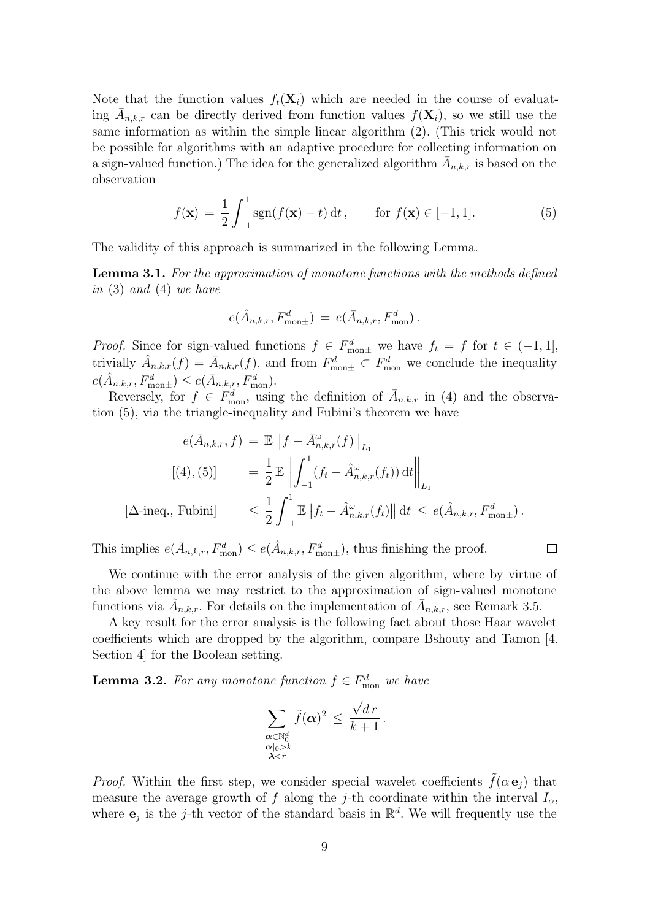Note that the function values $f_t(\mathbf{X}_i)$ which are needed in the course of evaluating $\bar{A}_{n,k,r}$ can be directly derived from function values $f(\mathbf{X}_i)$, so we still use the same information as within the simple linear algorithm (2). (This trick would not be possible for algorithms with an adaptive procedure for collecting information on a sign-valued function.) The idea for the generalized algorithm $\bar{A}_{n,k,r}$ is based on the observation

$$f(\mathbf{x}) \,=\, \frac{1}{2}\int_{-1}^{1} \operatorname{sgn}(f(\mathbf{x})-t)\,\mathrm{d}t\,, \qquad \text{for } f(\mathbf{x}) \in [-1,1]. \tag{5}$$

The validity of this approach is summarized in the following Lemma.

**Lemma 3.1.** *For the approximation of monotone functions with the methods defined in* (3) *and* (4) *we have*

$$e(\hat{A}_{n,k,r}, F^d_{\mathrm{mon}\pm}) \,=\, e(\bar{A}_{n,k,r}, F^d_{\mathrm{mon}})\,.$$

*Proof.* Since for sign-valued functions $f \in F^d_{\mathrm{mon}\pm}$ we have $f_t = f$ for $t \in (-1,1]$, trivially $\hat{A}_{n,k,r}(f) = \bar{A}_{n,k,r}(f)$, and from $F^d_{\mathrm{mon}\pm} \subset F^d_{\mathrm{mon}}$ we conclude the inequality $e(\hat{A}_{n,k,r}, F^d_{\mathrm{mon}\pm}) \leq e(\bar{A}_{n,k,r}, F^d_{\mathrm{mon}})$.

Reversely, for $f \in F^d_{\mathrm{mon}}$, using the definition of $\bar{A}_{n,k,r}$ in (4) and the observation (5), via the triangle-inequality and Fubini's theorem we have

$$\begin{aligned}
e(\bar{A}_{n,k,r}, f) \,&=\, \mathbb{E}\left\| f - \bar{A}^{\omega}_{n,k,r}(f)\right\|_{L_1} \\
[(4),(5)] \qquad &=\, \frac{1}{2}\,\mathbb{E}\left\| \int_{-1}^{1} (f_t - \hat{A}^{\omega}_{n,k,r}(f_t))\,\mathrm{d}t \right\|_{L_1} \\
[\Delta\text{-ineq., Fubini}] \qquad &\leq\, \frac{1}{2}\int_{-1}^{1} \mathbb{E}\big\| f_t - \hat{A}^{\omega}_{n,k,r}(f_t)\big\|\,\mathrm{d}t \,\leq\, e(\hat{A}_{n,k,r}, F^d_{\mathrm{mon}\pm})\,.
\end{aligned}$$

This implies $e(\bar{A}_{n,k,r}, F^d_{\mathrm{mon}}) \leq e(\hat{A}_{n,k,r}, F^d_{\mathrm{mon}\pm})$, thus finishing the proof. □

We continue with the error analysis of the given algorithm, where by virtue of the above lemma we may restrict to the approximation of sign-valued monotone functions via $\hat{A}_{n,k,r}$. For details on the implementation of $\bar{A}_{n,k,r}$, see Remark 3.5.

A key result for the error analysis is the following fact about those Haar wavelet coefficients which are dropped by the algorithm, compare Bshouty and Tamon [4, Section 4] for the Boolean setting.

**Lemma 3.2.** *For any monotone function $f \in F^d_{\mathrm{mon}}$ we have*

$$\sum_{\substack{\boldsymbol{\alpha}\in\mathbb{N}_0^d \\ |\boldsymbol{\alpha}|_0 > k \\ \boldsymbol{\lambda} < r}} \tilde{f}(\boldsymbol{\alpha})^2 \,\leq\, \frac{\sqrt{d\,r}}{k+1}\,.$$

*Proof.* Within the first step, we consider special wavelet coefficients $\tilde{f}(\alpha\,\mathbf{e}_j)$ that measure the average growth of $f$ along the $j$-th coordinate within the interval $I_\alpha$, where $\mathbf{e}_j$ is the $j$-th vector of the standard basis in $\mathbb{R}^d$. We will frequently use the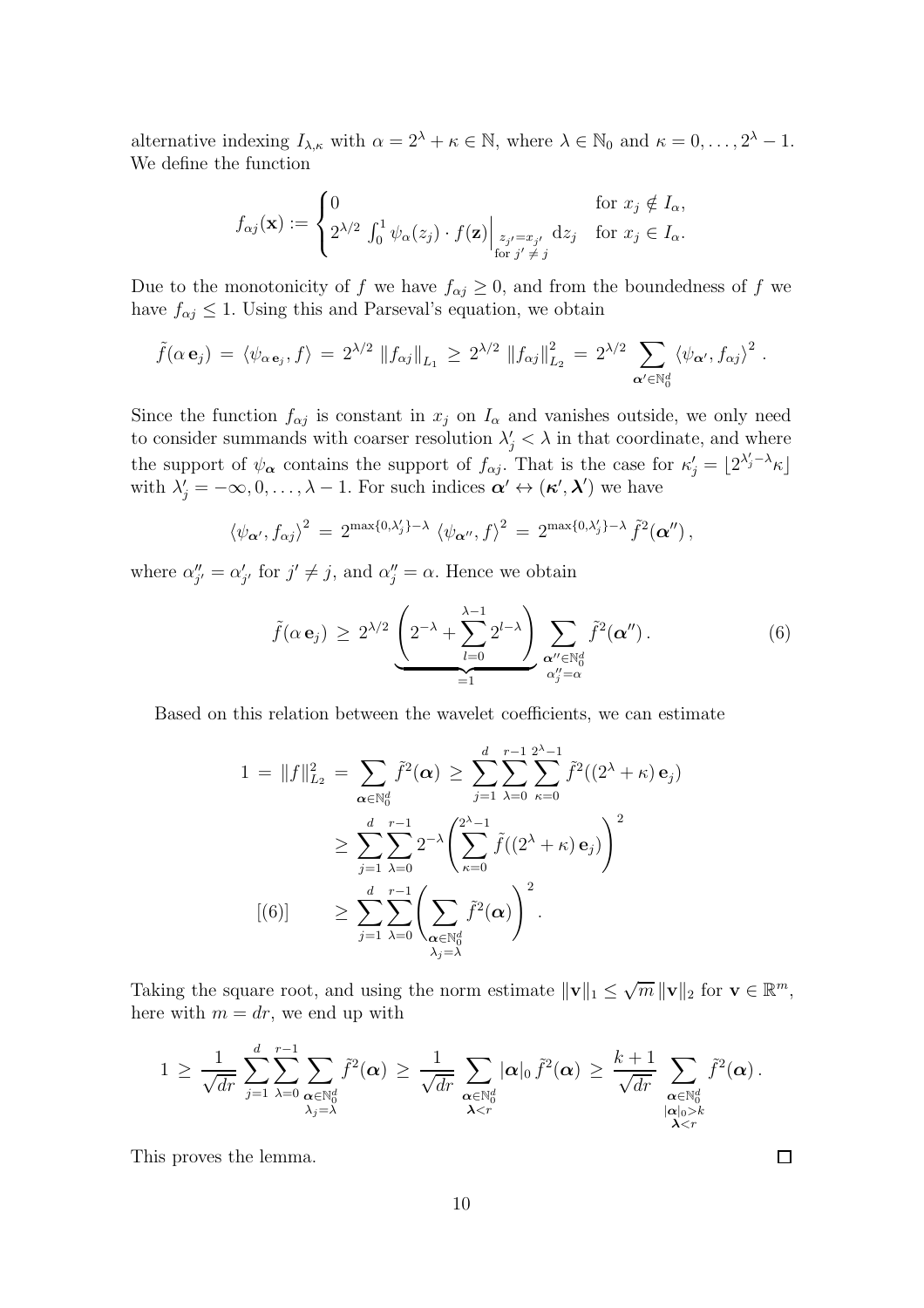alternative indexing $I_{\lambda,\kappa}$ with $\alpha = 2^\lambda + \kappa \in \mathbb{N}$, where $\lambda \in \mathbb{N}_0$ and $\kappa = 0, \ldots, 2^\lambda - 1$. We define the function

$$f_{\alpha j}(\mathbf{x}) := \begin{cases} 0 & \text{for } x_j \notin I_\alpha, \\ 2^{\lambda/2} \int_0^1 \psi_\alpha(z_j) \cdot f(\mathbf{z})\Big|_{\substack{z_{j'}=x_{j'} \\ \text{for } j' \neq j}} \mathrm{d}z_j & \text{for } x_j \in I_\alpha. \end{cases}$$

Due to the monotonicity of $f$ we have $f_{\alpha j} \geq 0$, and from the boundedness of $f$ we have $f_{\alpha j} \leq 1$. Using this and Parseval's equation, we obtain

$$\tilde{f}(\alpha\, \mathbf{e}_j) \,=\, \langle \psi_{\alpha\, \mathbf{e}_j}, f \rangle \,=\, 2^{\lambda/2}\, \|f_{\alpha j}\|_{L_1} \,\geq\, 2^{\lambda/2}\, \|f_{\alpha j}\|_{L_2}^2 \,=\, 2^{\lambda/2} \sum_{\boldsymbol{\alpha}' \in \mathbb{N}_0^d} \langle \psi_{\boldsymbol{\alpha}'}, f_{\alpha j} \rangle^2 \,.$$

Since the function $f_{\alpha j}$ is constant in $x_j$ on $I_\alpha$ and vanishes outside, we only need to consider summands with coarser resolution $\lambda'_j < \lambda$ in that coordinate, and where the support of $\psi_{\boldsymbol{\alpha}}$ contains the support of $f_{\alpha j}$. That is the case for $\kappa'_j = \lfloor 2^{\lambda'_j - \lambda} \kappa \rfloor$ with $\lambda'_j = -\infty, 0, \ldots, \lambda - 1$. For such indices $\boldsymbol{\alpha}' \leftrightarrow (\boldsymbol{\kappa}', \boldsymbol{\lambda}')$ we have

$$\langle \psi_{\boldsymbol{\alpha}'}, f_{\alpha j} \rangle^2 \,=\, 2^{\max\{0,\lambda'_j\} - \lambda}\, \langle \psi_{\boldsymbol{\alpha}''}, f \rangle^2 \,=\, 2^{\max\{0,\lambda'_j\} - \lambda}\, \tilde{f}^2(\boldsymbol{\alpha}'') \,,$$

where $\alpha''_{j'} = \alpha'_{j'}$ for $j' \neq j$, and $\alpha''_j = \alpha$. Hence we obtain

$$\tilde{f}(\alpha\, \mathbf{e}_j) \,\geq\, 2^{\lambda/2} \underbrace{\left( 2^{-\lambda} + \sum_{l=0}^{\lambda-1} 2^{l-\lambda} \right)}_{=1} \sum_{\substack{\boldsymbol{\alpha}'' \in \mathbb{N}_0^d \\ \alpha''_j = \alpha}} \tilde{f}^2(\boldsymbol{\alpha}'') \,. \tag{6}$$

Based on this relation between the wavelet coefficients, we can estimate

$$\begin{aligned}
1 \,=\, \|f\|_{L_2}^2 \,&=\, \sum_{\boldsymbol{\alpha} \in \mathbb{N}_0^d} \tilde{f}^2(\boldsymbol{\alpha}) \,\geq\, \sum_{j=1}^{d} \sum_{\lambda=0}^{r-1} \sum_{\kappa=0}^{2^\lambda - 1} \tilde{f}^2((2^\lambda + \kappa)\, \mathbf{e}_j) \\
&\geq\, \sum_{j=1}^{d} \sum_{\lambda=0}^{r-1} 2^{-\lambda} \left( \sum_{\kappa=0}^{2^\lambda - 1} \tilde{f}((2^\lambda + \kappa)\, \mathbf{e}_j) \right)^2 \\
[(6)] \qquad &\geq\, \sum_{j=1}^{d} \sum_{\lambda=0}^{r-1} \left( \sum_{\substack{\boldsymbol{\alpha} \in \mathbb{N}_0^d \\ \lambda_j = \lambda}} \tilde{f}^2(\boldsymbol{\alpha}) \right)^2 .
\end{aligned}$$

Taking the square root, and using the norm estimate $\|\mathbf{v}\|_1 \leq \sqrt{m}\, \|\mathbf{v}\|_2$ for $\mathbf{v} \in \mathbb{R}^m$, here with $m = dr$, we end up with

$$1 \,\geq\, \frac{1}{\sqrt{dr}} \sum_{j=1}^{d} \sum_{\lambda=0}^{r-1} \sum_{\substack{\boldsymbol{\alpha} \in \mathbb{N}_0^d \\ \lambda_j = \lambda}} \tilde{f}^2(\boldsymbol{\alpha}) \,\geq\, \frac{1}{\sqrt{dr}} \sum_{\substack{\boldsymbol{\alpha} \in \mathbb{N}_0^d \\ \boldsymbol{\lambda} < r}} |\boldsymbol{\alpha}|_0\, \tilde{f}^2(\boldsymbol{\alpha}) \,\geq\, \frac{k+1}{\sqrt{dr}} \sum_{\substack{\boldsymbol{\alpha} \in \mathbb{N}_0^d \\ |\boldsymbol{\alpha}|_0 > k \\ \boldsymbol{\lambda} < r}} \tilde{f}^2(\boldsymbol{\alpha}) \,.$$

This proves the lemma. $\square$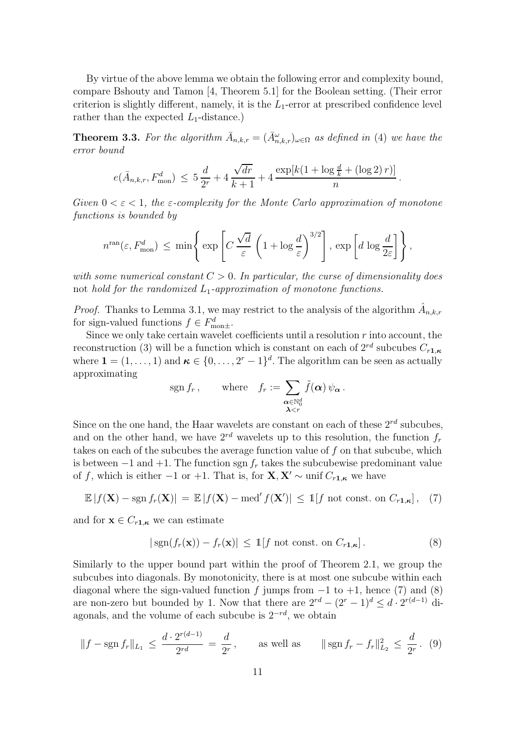By virtue of the above lemma we obtain the following error and complexity bound, compare Bshouty and Tamon [4, Theorem 5.1] for the Boolean setting. (Their error criterion is slightly different, namely, it is the $L_1$-error at prescribed confidence level rather than the expected $L_1$-distance.)

**Theorem 3.3.** *For the algorithm $\bar{A}_{n,k,r} = (\bar{A}^\omega_{n,k,r})_{\omega\in\Omega}$ as defined in* (4) *we have the error bound*

$$e(\bar{A}_{n,k,r}, F^d_{\mathrm{mon}}) \,\leq\, 5\,\frac{d}{2^r} + 4\,\frac{\sqrt{dr}}{k+1} + 4\,\frac{\exp[k(1+\log\frac{d}{k} + (\log 2)\,r)]}{n}\,.$$

*Given $0 < \varepsilon < 1$, the $\varepsilon$-complexity for the Monte Carlo approximation of monotone functions is bounded by*

$$n^{\mathrm{ran}}(\varepsilon, F^d_{\mathrm{mon}}) \,\leq\, \min\left\{ \exp\left[ C\,\frac{\sqrt{d}}{\varepsilon}\,\left(1+\log\frac{d}{\varepsilon}\right)^{3/2}\right],\, \exp\left[d\,\log\frac{d}{2\varepsilon}\right]\right\},$$

*with some numerical constant $C > 0$. In particular, the curse of dimensionality does* not *hold for the randomized $L_1$-approximation of monotone functions.*

*Proof.* Thanks to Lemma 3.1, we may restrict to the analysis of the algorithm $\hat{A}_{n,k,r}$ for sign-valued functions $f \in F^d_{\mathrm{mon}\pm}$.

Since we only take certain wavelet coefficients until a resolution $r$ into account, the reconstruction (3) will be a function which is constant on each of $2^{rd}$ subcubes $C_{r\mathbf{1},\boldsymbol{\kappa}}$ where $\mathbf{1} = (1,\ldots,1)$ and $\boldsymbol{\kappa} \in \{0,\ldots,2^r-1\}^d$. The algorithm can be seen as actually approximating

$$\operatorname{sgn} f_r\,, \qquad \text{where} \quad f_r := \sum_{\substack{\boldsymbol{\alpha}\in\mathbb{N}_0^d\\ \boldsymbol{\lambda}<r}} \tilde{f}(\boldsymbol{\alpha})\,\psi_{\boldsymbol{\alpha}}\,.$$

Since on the one hand, the Haar wavelets are constant on each of these $2^{rd}$ subcubes, and on the other hand, we have $2^{rd}$ wavelets up to this resolution, the function $f_r$ takes on each of the subcubes the average function value of $f$ on that subcube, which is between $-1$ and $+1$. The function $\operatorname{sgn} f_r$ takes the subcubewise predominant value of $f$, which is either $-1$ or $+1$. That is, for $\mathbf{X}, \mathbf{X}' \sim \operatorname{unif} C_{r\mathbf{1},\boldsymbol{\kappa}}$ we have

$$\mathbb{E}\,|f(\mathbf{X}) - \operatorname{sgn} f_r(\mathbf{X})| \,=\, \mathbb{E}\,|f(\mathbf{X}) - \operatorname{med}' f(\mathbf{X}')| \,\leq\, \mathbb{1}[f \text{ not const. on } C_{r\mathbf{1},\boldsymbol{\kappa}}]\,, \quad (7)$$

and for $\mathbf{x} \in C_{r\mathbf{1},\boldsymbol{\kappa}}$ we can estimate

$$|\operatorname{sgn}(f_r(\mathbf{x})) - f_r(\mathbf{x})| \,\leq\, \mathbb{1}[f \text{ not const. on } C_{r\mathbf{1},\boldsymbol{\kappa}}]\,. \quad (8)$$

Similarly to the upper bound part within the proof of Theorem 2.1, we group the subcubes into diagonals. By monotonicity, there is at most one subcube within each diagonal where the sign-valued function $f$ jumps from $-1$ to $+1$, hence (7) and (8) are non-zero but bounded by 1. Now that there are $2^{rd} - (2^r-1)^d \leq d\cdot 2^{r(d-1)}$ diagonals, and the volume of each subcube is $2^{-rd}$, we obtain

$$\|f - \operatorname{sgn} f_r\|_{L_1} \,\leq\, \frac{d\cdot 2^{r(d-1)}}{2^{rd}} \,=\, \frac{d}{2^r}\,, \qquad \text{as well as} \qquad \|\operatorname{sgn} f_r - f_r\|^2_{L_2} \,\leq\, \frac{d}{2^r}\,. \quad (9)$$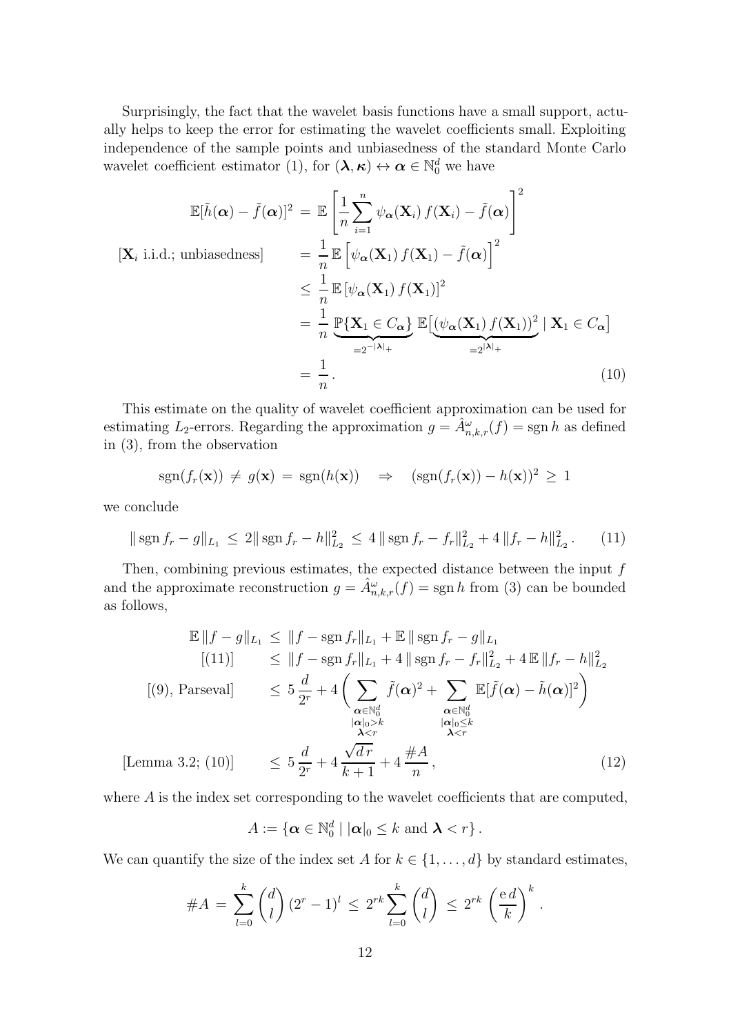Surprisingly, the fact that the wavelet basis functions have a small support, actually helps to keep the error for estimating the wavelet coefficients small. Exploiting independence of the sample points and unbiasedness of the standard Monte Carlo wavelet coefficient estimator (1), for $(\boldsymbol{\lambda}, \boldsymbol{\kappa}) \leftrightarrow \boldsymbol{\alpha} \in \mathbb{N}_0^d$ we have

$$
\begin{aligned}
\mathbb{E}[\tilde{h}(\boldsymbol{\alpha}) - \tilde{f}(\boldsymbol{\alpha})]^2 &= \mathbb{E}\left[\frac{1}{n}\sum_{i=1}^{n} \psi_{\boldsymbol{\alpha}}(\mathbf{X}_i)\, f(\mathbf{X}_i) - \tilde{f}(\boldsymbol{\alpha})\right]^2 \\
[\mathbf{X}_i \text{ i.i.d.; unbiasedness}] \qquad &= \frac{1}{n}\,\mathbb{E}\left[\psi_{\boldsymbol{\alpha}}(\mathbf{X}_1)\, f(\mathbf{X}_1) - \tilde{f}(\boldsymbol{\alpha})\right]^2 \\
&\leq \frac{1}{n}\,\mathbb{E}\left[\psi_{\boldsymbol{\alpha}}(\mathbf{X}_1)\, f(\mathbf{X}_1)\right]^2 \\
&= \frac{1}{n}\,\underbrace{\mathbb{P}\{\mathbf{X}_1 \in C_{\boldsymbol{\alpha}}\}}_{=2^{-|\boldsymbol{\lambda}|_+}}\,\mathbb{E}\big[\underbrace{(\psi_{\boldsymbol{\alpha}}(\mathbf{X}_1)\, f(\mathbf{X}_1))^2}_{=2^{|\boldsymbol{\lambda}|_+}} \mid \mathbf{X}_1 \in C_{\boldsymbol{\alpha}}\big] \\
&= \frac{1}{n}\,.
\end{aligned}
\tag{10}
$$

This estimate on the quality of wavelet coefficient approximation can be used for estimating $L_2$-errors. Regarding the approximation $g = \hat{A}^{\omega}_{n,k,r}(f) = \operatorname{sgn} h$ as defined in (3), from the observation

$$
\operatorname{sgn}(f_r(\mathbf{x})) \neq g(\mathbf{x}) = \operatorname{sgn}(h(\mathbf{x})) \quad \Rightarrow \quad (\operatorname{sgn}(f_r(\mathbf{x})) - h(\mathbf{x}))^2 \geq 1
$$

we conclude

$$
\|\operatorname{sgn} f_r - g\|_{L_1} \leq 2\|\operatorname{sgn} f_r - h\|_{L_2}^2 \leq 4\,\|\operatorname{sgn} f_r - f_r\|_{L_2}^2 + 4\,\|f_r - h\|_{L_2}^2\,. \tag{11}
$$

Then, combining previous estimates, the expected distance between the input $f$ and the approximate reconstruction $g = \hat{A}^{\omega}_{n,k,r}(f) = \operatorname{sgn} h$ from (3) can be bounded as follows,

$$
\begin{aligned}
\mathbb{E}\,\|f - g\|_{L_1} &\leq \|f - \operatorname{sgn} f_r\|_{L_1} + \mathbb{E}\,\|\operatorname{sgn} f_r - g\|_{L_1} \\
[(11)] \qquad &\leq \|f - \operatorname{sgn} f_r\|_{L_1} + 4\,\|\operatorname{sgn} f_r - f_r\|_{L_2}^2 + 4\,\mathbb{E}\,\|f_r - h\|_{L_2}^2 \\
[(9),\text{ Parseval}] \qquad &\leq 5\,\frac{d}{2^r} + 4\left(\sum_{\substack{\boldsymbol{\alpha}\in\mathbb{N}_0^d \\ |\boldsymbol{\alpha}|_0 > k \\ \boldsymbol{\lambda} < r}} \tilde{f}(\boldsymbol{\alpha})^2 + \sum_{\substack{\boldsymbol{\alpha}\in\mathbb{N}_0^d \\ |\boldsymbol{\alpha}|_0 \leq k \\ \boldsymbol{\lambda} < r}} \mathbb{E}[\tilde{f}(\boldsymbol{\alpha}) - \tilde{h}(\boldsymbol{\alpha})]^2\right) \\
[\text{Lemma 3.2; (10)}] \qquad &\leq 5\,\frac{d}{2^r} + 4\,\frac{\sqrt{d\,r}}{k+1} + 4\,\frac{\#A}{n}\,,
\end{aligned}
\tag{12}
$$

where $A$ is the index set corresponding to the wavelet coefficients that are computed,

$$
A := \{\boldsymbol{\alpha} \in \mathbb{N}_0^d \mid |\boldsymbol{\alpha}|_0 \leq k \text{ and } \boldsymbol{\lambda} < r\}\,.
$$

We can quantify the size of the index set $A$ for $k \in \{1, \ldots, d\}$ by standard estimates,

$$
\#A = \sum_{l=0}^{k} \binom{d}{l} (2^r - 1)^l \leq 2^{rk} \sum_{l=0}^{k} \binom{d}{l} \leq 2^{rk} \left(\frac{\mathrm{e}\,d}{k}\right)^k .
$$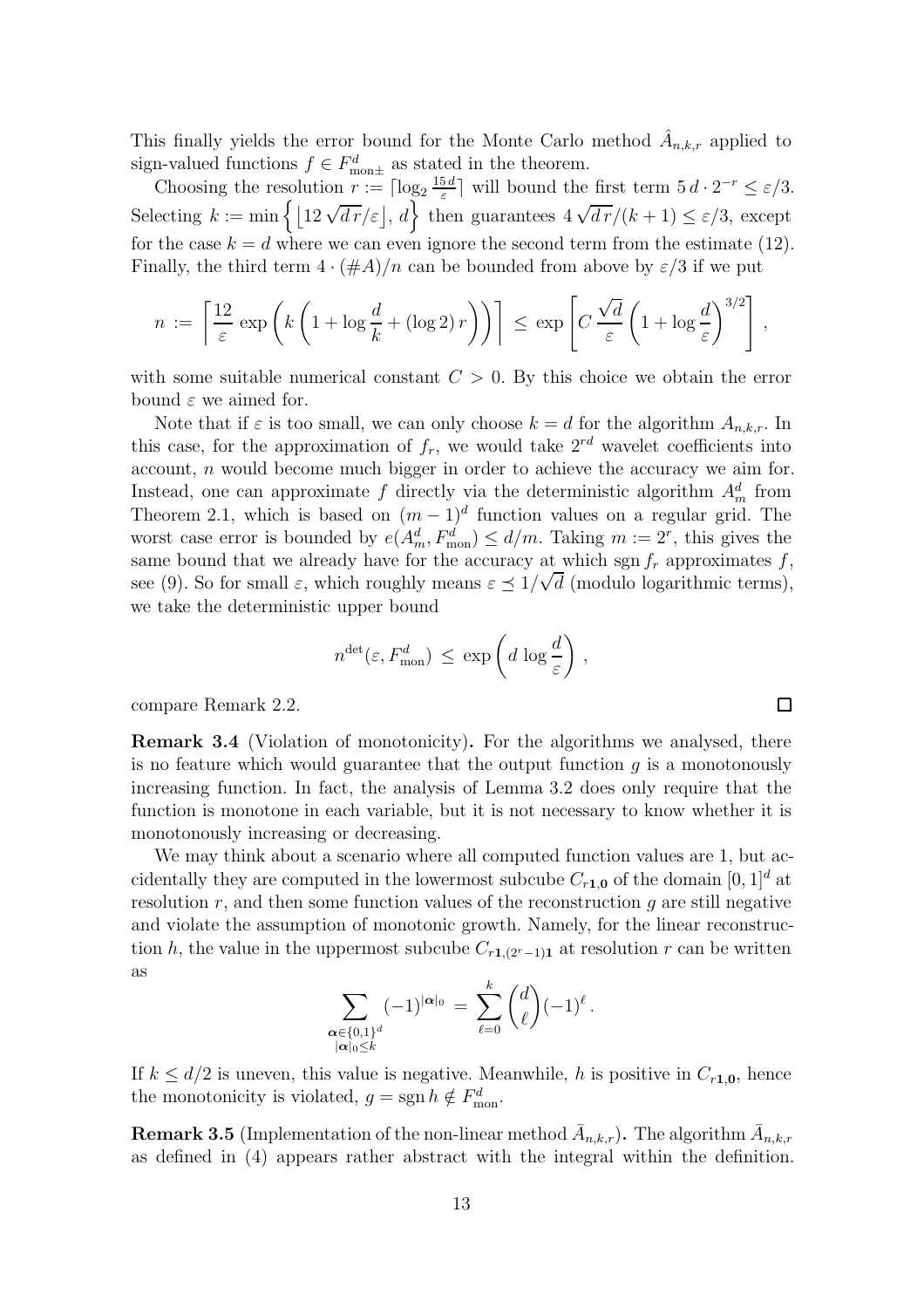This finally yields the error bound for the Monte Carlo method $\hat{A}_{n,k,r}$ applied to sign-valued functions $f \in F^d_{\mathrm{mon}\pm}$ as stated in the theorem.

Choosing the resolution $r := \lceil \log_2 \frac{15\,d}{\varepsilon} \rceil$ will bound the first term $5\,d \cdot 2^{-r} \leq \varepsilon/3$. Selecting $k := \min\left\{ \lfloor 12\sqrt{d\,r}/\varepsilon \rfloor,\, d \right\}$ then guarantees $4\sqrt{d\,r}/(k+1) \leq \varepsilon/3$, except for the case $k = d$ where we can even ignore the second term from the estimate (12). Finally, the third term $4 \cdot (\#A)/n$ can be bounded from above by $\varepsilon/3$ if we put

$$n := \left\lceil \frac{12}{\varepsilon} \exp\left( k \left( 1 + \log \frac{d}{k} + (\log 2)\, r \right) \right) \right\rceil \leq \exp\left[ C \, \frac{\sqrt{d}}{\varepsilon} \left( 1 + \log \frac{d}{\varepsilon} \right)^{3/2} \right] ,$$

with some suitable numerical constant $C > 0$. By this choice we obtain the error bound $\varepsilon$ we aimed for.

Note that if $\varepsilon$ is too small, we can only choose $k = d$ for the algorithm $A_{n,k,r}$. In this case, for the approximation of $f_r$, we would take $2^{rd}$ wavelet coefficients into account, $n$ would become much bigger in order to achieve the accuracy we aim for. Instead, one can approximate $f$ directly via the deterministic algorithm $A^d_m$ from Theorem 2.1, which is based on $(m-1)^d$ function values on a regular grid. The worst case error is bounded by $e(A^d_m, F^d_{\mathrm{mon}}) \leq d/m$. Taking $m := 2^r$, this gives the same bound that we already have for the accuracy at which $\operatorname{sgn} f_r$ approximates $f$, see (9). So for small $\varepsilon$, which roughly means $\varepsilon \preceq 1/\sqrt{d}$ (modulo logarithmic terms), we take the deterministic upper bound

$$n^{\mathrm{det}}(\varepsilon, F^d_{\mathrm{mon}}) \leq \exp\left( d \log \frac{d}{\varepsilon} \right) ,$$

compare Remark 2.2. $\square$

**Remark 3.4** (Violation of monotonicity)**.** For the algorithms we analysed, there is no feature which would guarantee that the output function $g$ is a monotonously increasing function. In fact, the analysis of Lemma 3.2 does only require that the function is monotone in each variable, but it is not necessary to know whether it is monotonously increasing or decreasing.

We may think about a scenario where all computed function values are 1, but accidentally they are computed in the lowermost subcube $C_{r\mathbf{1},\mathbf{0}}$ of the domain $[0,1]^d$ at resolution $r$, and then some function values of the reconstruction $g$ are still negative and violate the assumption of monotonic growth. Namely, for the linear reconstruction $h$, the value in the uppermost subcube $C_{r\mathbf{1},(2^r-1)\mathbf{1}}$ at resolution $r$ can be written as

$$\sum_{\substack{\boldsymbol{\alpha} \in \{0,1\}^d \\ |\boldsymbol{\alpha}|_0 \leq k}} (-1)^{|\boldsymbol{\alpha}|_0} = \sum_{\ell=0}^{k} \binom{d}{\ell} (-1)^{\ell} .$$

If $k \leq d/2$ is uneven, this value is negative. Meanwhile, $h$ is positive in $C_{r\mathbf{1},\mathbf{0}}$, hence the monotonicity is violated, $g = \operatorname{sgn} h \notin F^d_{\mathrm{mon}}$.

**Remark 3.5** (Implementation of the non-linear method $\bar{A}_{n,k,r}$)**.** The algorithm $\bar{A}_{n,k,r}$ as defined in (4) appears rather abstract with the integral within the definition.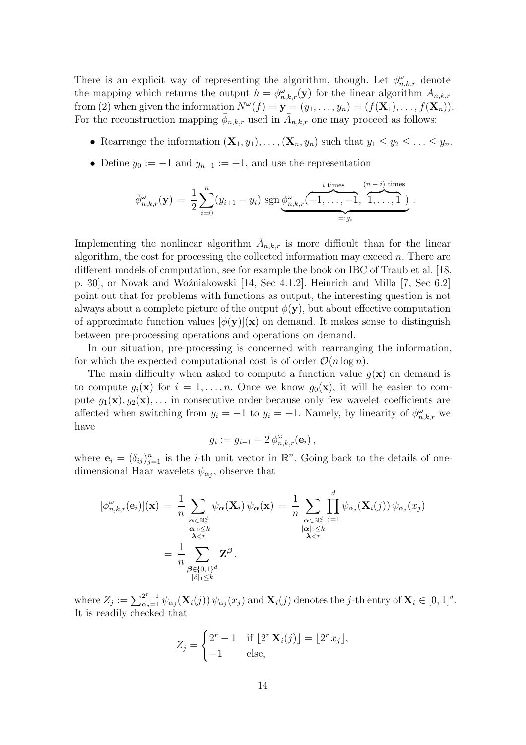There is an explicit way of representing the algorithm, though. Let $\phi^\omega_{n,k,r}$ denote the mapping which returns the output $h = \phi^\omega_{n,k,r}(\mathbf{y})$ for the linear algorithm $A_{n,k,r}$ from (2) when given the information $N^\omega(f) = \mathbf{y} = (y_1, \ldots, y_n) = (f(\mathbf{X}_1), \ldots, f(\mathbf{X}_n))$. For the reconstruction mapping $\bar{\phi}_{n,k,r}$ used in $\bar{A}_{n,k,r}$ one may proceed as follows:

- Rearrange the information $(\mathbf{X}_1, y_1), \ldots, (\mathbf{X}_n, y_n)$ such that $y_1 \leq y_2 \leq \ldots \leq y_n$.
- Define $y_0 := -1$ and $y_{n+1} := +1$, and use the representation

$$\bar{\phi}^\omega_{n,k,r}(\mathbf{y}) \,=\, \frac{1}{2} \sum_{i=0}^{n} (y_{i+1} - y_i) \,\operatorname{sgn} \underbrace{\phi^\omega_{n,k,r}(\overbrace{-1, \ldots, -1}^{i \text{ times}}, \overbrace{1, \ldots, 1}^{(n-i) \text{ times}})}_{=: g_i} .$$

Implementing the nonlinear algorithm $\bar{A}_{n,k,r}$ is more difficult than for the linear algorithm, the cost for processing the collected information may exceed $n$. There are different models of computation, see for example the book on IBC of Traub et al. [18, p. 30], or Novak and Woźniakowski [14, Sec 4.1.2]. Heinrich and Milla [7, Sec 6.2] point out that for problems with functions as output, the interesting question is not always about a complete picture of the output $\phi(\mathbf{y})$, but about effective computation of approximate function values $[\phi(\mathbf{y})](\mathbf{x})$ on demand. It makes sense to distinguish between pre-processing operations and operations on demand.

In our situation, pre-processing is concerned with rearranging the information, for which the expected computational cost is of order $\mathcal{O}(n \log n)$.

The main difficulty when asked to compute a function value $g(\mathbf{x})$ on demand is to compute $g_i(\mathbf{x})$ for $i = 1, \ldots, n$. Once we know $g_0(\mathbf{x})$, it will be easier to compute $g_1(\mathbf{x}), g_2(\mathbf{x}), \ldots$ in consecutive order because only few wavelet coefficients are affected when switching from $y_i = -1$ to $y_i = +1$. Namely, by linearity of $\phi^\omega_{n,k,r}$ we have

$$g_i := g_{i-1} - 2\, \phi^\omega_{n,k,r}(\mathbf{e}_i) \,,$$

where $\mathbf{e}_i = (\delta_{ij})_{j=1}^n$ is the $i$-th unit vector in $\mathbb{R}^n$. Going back to the details of one-dimensional Haar wavelets $\psi_{\alpha_j}$, observe that

$$\begin{aligned}
[\phi^\omega_{n,k,r}(\mathbf{e}_i)](\mathbf{x}) \,&=\, \frac{1}{n} \sum_{\substack{\boldsymbol{\alpha} \in \mathbb{N}_0^d \\ |\boldsymbol{\alpha}|_0 \leq k \\ \boldsymbol{\lambda} < r}} \psi_{\boldsymbol{\alpha}}(\mathbf{X}_i)\, \psi_{\boldsymbol{\alpha}}(\mathbf{x}) \,=\, \frac{1}{n} \sum_{\substack{\boldsymbol{\alpha} \in \mathbb{N}_0^d \\ |\boldsymbol{\alpha}|_0 \leq k \\ \boldsymbol{\lambda} < r}} \prod_{j=1}^{d} \psi_{\alpha_j}(\mathbf{X}_i(j))\, \psi_{\alpha_j}(x_j) \\
&=\, \frac{1}{n} \sum_{\substack{\boldsymbol{\beta} \in \{0,1\}^d \\ |\beta|_1 \leq k}} \mathbf{Z}^{\boldsymbol{\beta}} \,,
\end{aligned}$$

where $Z_j := \sum_{\alpha_j=1}^{2^r-1} \psi_{\alpha_j}(\mathbf{X}_i(j))\, \psi_{\alpha_j}(x_j)$ and $\mathbf{X}_i(j)$ denotes the $j$-th entry of $\mathbf{X}_i \in [0,1]^d$. It is readily checked that

$$Z_j = \begin{cases} 2^r - 1 & \text{if } \lfloor 2^r\, \mathbf{X}_i(j) \rfloor = \lfloor 2^r\, x_j \rfloor, \\ -1 & \text{else,} \end{cases}$$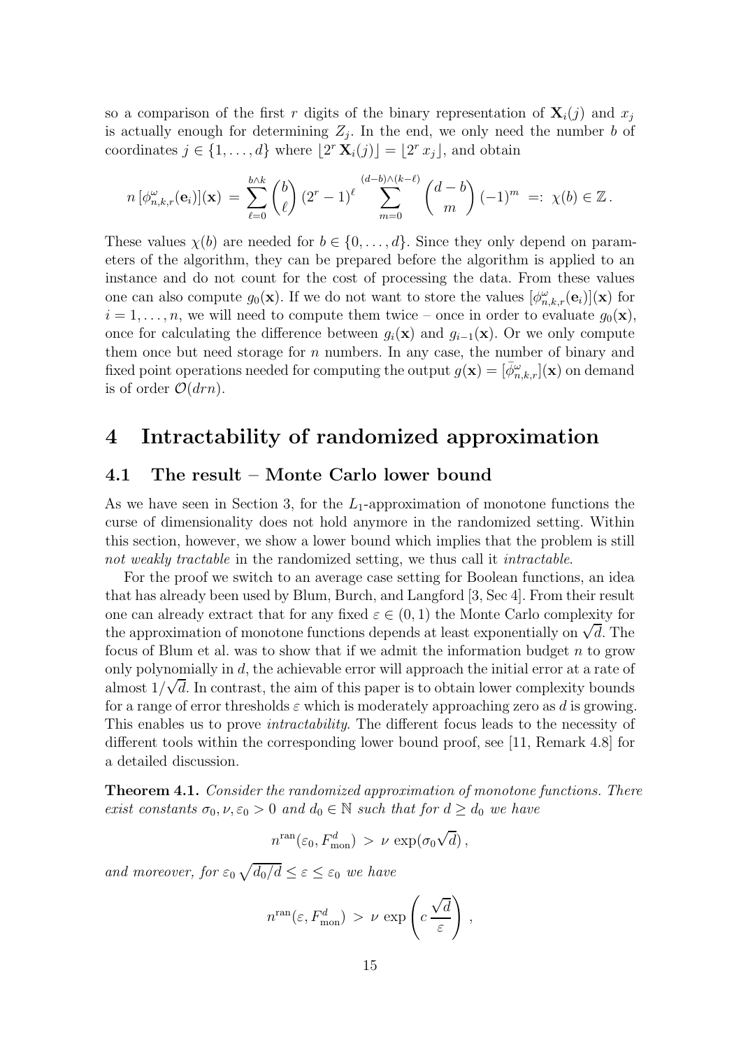so a comparison of the first $r$ digits of the binary representation of $\mathbf{X}_i(j)$ and $x_j$ is actually enough for determining $Z_j$. In the end, we only need the number $b$ of coordinates $j \in \{1, \ldots, d\}$ where $\lfloor 2^r \mathbf{X}_i(j) \rfloor = \lfloor 2^r x_j \rfloor$, and obtain

$$n \, [\phi^{\omega}_{n,k,r}(\mathbf{e}_i)](\mathbf{x}) \, = \, \sum_{\ell=0}^{b \wedge k} \binom{b}{\ell} \, (2^r - 1)^{\ell} \sum_{m=0}^{(d-b)\wedge(k-\ell)} \binom{d-b}{m} \, (-1)^m \; =: \; \chi(b) \in \mathbb{Z} \, .$$

These values $\chi(b)$ are needed for $b \in \{0, \ldots, d\}$. Since they only depend on parameters of the algorithm, they can be prepared before the algorithm is applied to an instance and do not count for the cost of processing the data. From these values one can also compute $g_0(\mathbf{x})$. If we do not want to store the values $[\phi^{\omega}_{n,k,r}(\mathbf{e}_i)](\mathbf{x})$ for $i = 1, \ldots, n$, we will need to compute them twice – once in order to evaluate $g_0(\mathbf{x})$, once for calculating the difference between $g_i(\mathbf{x})$ and $g_{i-1}(\mathbf{x})$. Or we only compute them once but need storage for $n$ numbers. In any case, the number of binary and fixed point operations needed for computing the output $g(\mathbf{x}) = [\bar{\phi}^{\omega}_{n,k,r}](\mathbf{x})$ on demand is of order $\mathcal{O}(drn)$.

# 4 Intractability of randomized approximation

## 4.1 The result – Monte Carlo lower bound

As we have seen in Section 3, for the $L_1$-approximation of monotone functions the curse of dimensionality does not hold anymore in the randomized setting. Within this section, however, we show a lower bound which implies that the problem is still *not weakly tractable* in the randomized setting, we thus call it *intractable*.

For the proof we switch to an average case setting for Boolean functions, an idea that has already been used by Blum, Burch, and Langford [3, Sec 4]. From their result one can already extract that for any fixed $\varepsilon \in (0, 1)$ the Monte Carlo complexity for the approximation of monotone functions depends at least exponentially on $\sqrt{d}$. The focus of Blum et al. was to show that if we admit the information budget $n$ to grow only polynomially in $d$, the achievable error will approach the initial error at a rate of almost $1/\sqrt{d}$. In contrast, the aim of this paper is to obtain lower complexity bounds for a range of error thresholds $\varepsilon$ which is moderately approaching zero as $d$ is growing. This enables us to prove *intractability*. The different focus leads to the necessity of different tools within the corresponding lower bound proof, see [11, Remark 4.8] for a detailed discussion.

**Theorem 4.1.** *Consider the randomized approximation of monotone functions. There exist constants $\sigma_0, \nu, \varepsilon_0 > 0$ and $d_0 \in \mathbb{N}$ such that for $d \geq d_0$ we have*

$$n^{\mathrm{ran}}(\varepsilon_0, F^d_{\mathrm{mon}}) \, > \, \nu \, \exp(\sigma_0 \sqrt{d}) \, ,$$

*and moreover, for $\varepsilon_0 \sqrt{d_0/d} \leq \varepsilon \leq \varepsilon_0$ we have*

$$n^{\mathrm{ran}}(\varepsilon, F^d_{\mathrm{mon}}) \, > \, \nu \, \exp\left( c \, \frac{\sqrt{d}}{\varepsilon} \right) \, ,$$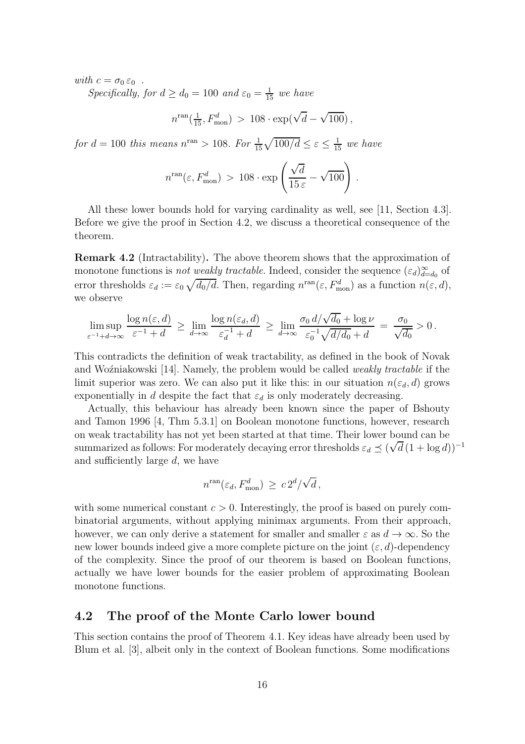*with* $c = \sigma_0 \, \varepsilon_0$ .

*Specifically, for* $d \geq d_0 = 100$ *and* $\varepsilon_0 = \frac{1}{15}$ *we have*

$$n^{\mathrm{ran}}(\tfrac{1}{15}, F_{\mathrm{mon}}^d) \; > \; 108 \cdot \exp(\sqrt{d} - \sqrt{100}) \, ,$$

*for* $d = 100$ *this means* $n^{\mathrm{ran}} > 108$. *For* $\frac{1}{15}\sqrt{100/d} \leq \varepsilon \leq \frac{1}{15}$ *we have*

$$n^{\mathrm{ran}}(\varepsilon, F_{\mathrm{mon}}^d) \; > \; 108 \cdot \exp\left( \frac{\sqrt{d}}{15 \, \varepsilon} - \sqrt{100} \right) \, .$$

All these lower bounds hold for varying cardinality as well, see [11, Section 4.3]. Before we give the proof in Section 4.2, we discuss a theoretical consequence of the theorem.

**Remark 4.2** (Intractability)**.** The above theorem shows that the approximation of monotone functions is *not weakly tractable*. Indeed, consider the sequence $(\varepsilon_d)_{d=d_0}^{\infty}$ of error thresholds $\varepsilon_d := \varepsilon_0 \sqrt{d_0/d}$. Then, regarding $n^{\mathrm{ran}}(\varepsilon, F_{\mathrm{mon}}^d)$ as a function $n(\varepsilon, d)$, we observe

$$\limsup_{\varepsilon^{-1}+d \to \infty} \frac{\log n(\varepsilon, d)}{\varepsilon^{-1} + d} \; \geq \; \lim_{d \to \infty} \frac{\log n(\varepsilon_d, d)}{\varepsilon_d^{-1} + d} \; \geq \; \lim_{d \to \infty} \frac{\sigma_0 \, d/\sqrt{d_0} + \log \nu}{\varepsilon_0^{-1}\sqrt{d/d_0} + d} \; = \; \frac{\sigma_0}{\sqrt{d_0}} > 0 \, .$$

This contradicts the definition of weak tractability, as defined in the book of Novak and Woźniakowski [14]. Namely, the problem would be called *weakly tractable* if the limit superior was zero. We can also put it like this: in our situation $n(\varepsilon_d, d)$ grows exponentially in $d$ despite the fact that $\varepsilon_d$ is only moderately decreasing.

Actually, this behaviour has already been known since the paper of Bshouty and Tamon 1996 [4, Thm 5.3.1] on Boolean monotone functions, however, research on weak tractability has not yet been started at that time. Their lower bound can be summarized as follows: For moderately decaying error thresholds $\varepsilon_d \preceq (\sqrt{d}\,(1 + \log d))^{-1}$ and sufficiently large $d$, we have

$$n^{\mathrm{ran}}(\varepsilon_d, F_{\mathrm{mon}}^d) \; \geq \; c \, 2^d / \sqrt{d} \, ,$$

with some numerical constant $c > 0$. Interestingly, the proof is based on purely combinatorial arguments, without applying minimax arguments. From their approach, however, we can only derive a statement for smaller and smaller $\varepsilon$ as $d \to \infty$. So the new lower bounds indeed give a more complete picture on the joint $(\varepsilon, d)$-dependency of the complexity. Since the proof of our theorem is based on Boolean functions, actually we have lower bounds for the easier problem of approximating Boolean monotone functions.

## 4.2 The proof of the Monte Carlo lower bound

This section contains the proof of Theorem 4.1. Key ideas have already been used by Blum et al. [3], albeit only in the context of Boolean functions. Some modifications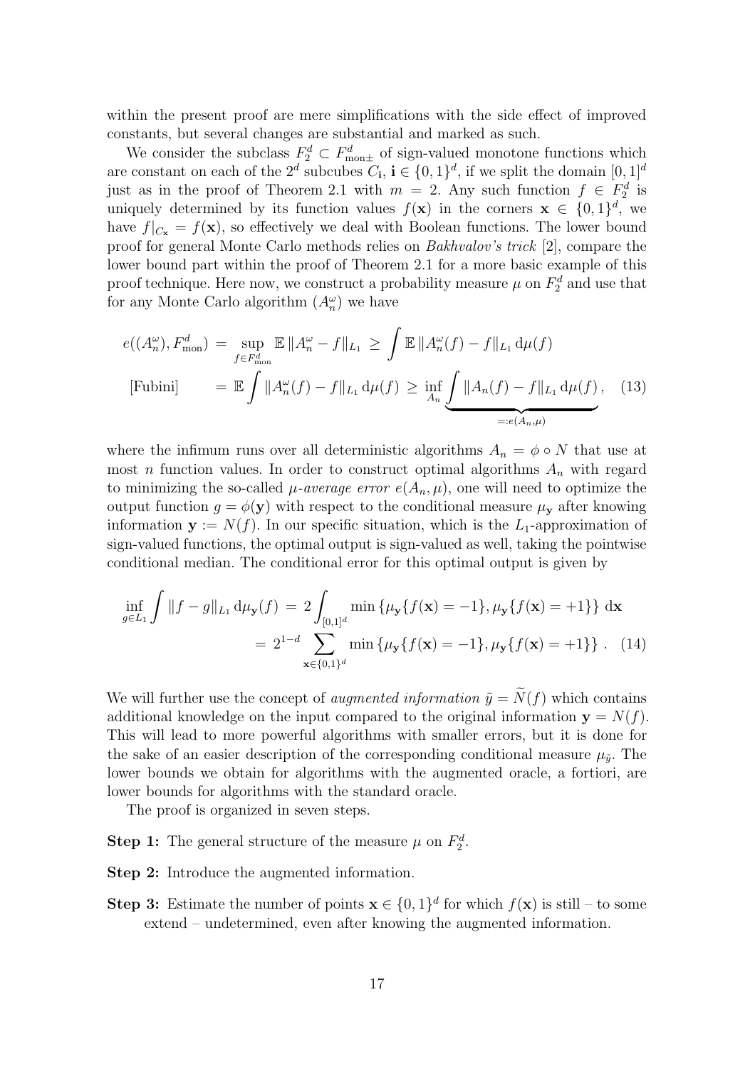within the present proof are mere simplifications with the side effect of improved constants, but several changes are substantial and marked as such.

We consider the subclass $F_2^d \subset F_{\mathrm{mon}\pm}^d$ of sign-valued monotone functions which are constant on each of the $2^d$ subcubes $C_{\mathbf{i}}$, $\mathbf{i} \in \{0,1\}^d$, if we split the domain $[0,1]^d$ just as in the proof of Theorem 2.1 with $m = 2$. Any such function $f \in F_2^d$ is uniquely determined by its function values $f(\mathbf{x})$ in the corners $\mathbf{x} \in \{0,1\}^d$, we have $f|_{C_{\mathbf{x}}} = f(\mathbf{x})$, so effectively we deal with Boolean functions. The lower bound proof for general Monte Carlo methods relies on *Bakhvalov's trick* [2], compare the lower bound part within the proof of Theorem 2.1 for a more basic example of this proof technique. Here now, we construct a probability measure $\mu$ on $F_2^d$ and use that for any Monte Carlo algorithm $(A_n^\omega)$ we have

$$
\begin{aligned}
e((A_n^\omega), F_{\mathrm{mon}}^d) \;&=\; \sup_{f \in F_{\mathrm{mon}}^d} \mathbb{E}\, \|A_n^\omega - f\|_{L_1} \;\geq\; \int \mathbb{E}\, \|A_n^\omega(f) - f\|_{L_1} \,\mathrm{d}\mu(f) \\
\text{[Fubini]} \qquad &=\; \mathbb{E} \int \|A_n^\omega(f) - f\|_{L_1} \,\mathrm{d}\mu(f) \;\geq\; \inf_{A_n} \underbrace{\int \|A_n(f) - f\|_{L_1} \,\mathrm{d}\mu(f)}_{=:e(A_n,\mu)}, \qquad (13)
\end{aligned}
$$

where the infimum runs over all deterministic algorithms $A_n = \phi \circ N$ that use at most $n$ function values. In order to construct optimal algorithms $A_n$ with regard to minimizing the so-called *$\mu$-average error* $e(A_n, \mu)$, one will need to optimize the output function $g = \phi(\mathbf{y})$ with respect to the conditional measure $\mu_{\mathbf{y}}$ after knowing information $\mathbf{y} := N(f)$. In our specific situation, which is the $L_1$-approximation of sign-valued functions, the optimal output is sign-valued as well, taking the pointwise conditional median. The conditional error for this optimal output is given by

$$
\begin{aligned}
\inf_{g \in L_1} \int \|f - g\|_{L_1} \,\mathrm{d}\mu_{\mathbf{y}}(f) \;&=\; 2 \int_{[0,1]^d} \min\left\{\mu_{\mathbf{y}}\{f(\mathbf{x}) = -1\}, \mu_{\mathbf{y}}\{f(\mathbf{x}) = +1\}\right\} \,\mathrm{d}\mathbf{x} \\
&=\; 2^{1-d} \sum_{\mathbf{x} \in \{0,1\}^d} \min\left\{\mu_{\mathbf{y}}\{f(\mathbf{x}) = -1\}, \mu_{\mathbf{y}}\{f(\mathbf{x}) = +1\}\right\}. \qquad (14)
\end{aligned}
$$

We will further use the concept of *augmented information* $\tilde{y} = \widetilde{N}(f)$ which contains additional knowledge on the input compared to the original information $\mathbf{y} = N(f)$. This will lead to more powerful algorithms with smaller errors, but it is done for the sake of an easier description of the corresponding conditional measure $\mu_{\tilde{y}}$. The lower bounds we obtain for algorithms with the augmented oracle, a fortiori, are lower bounds for algorithms with the standard oracle.

The proof is organized in seven steps.

**Step 1:** The general structure of the measure $\mu$ on $F_2^d$.

**Step 2:** Introduce the augmented information.

**Step 3:** Estimate the number of points $\mathbf{x} \in \{0,1\}^d$ for which $f(\mathbf{x})$ is still – to some extend – undetermined, even after knowing the augmented information.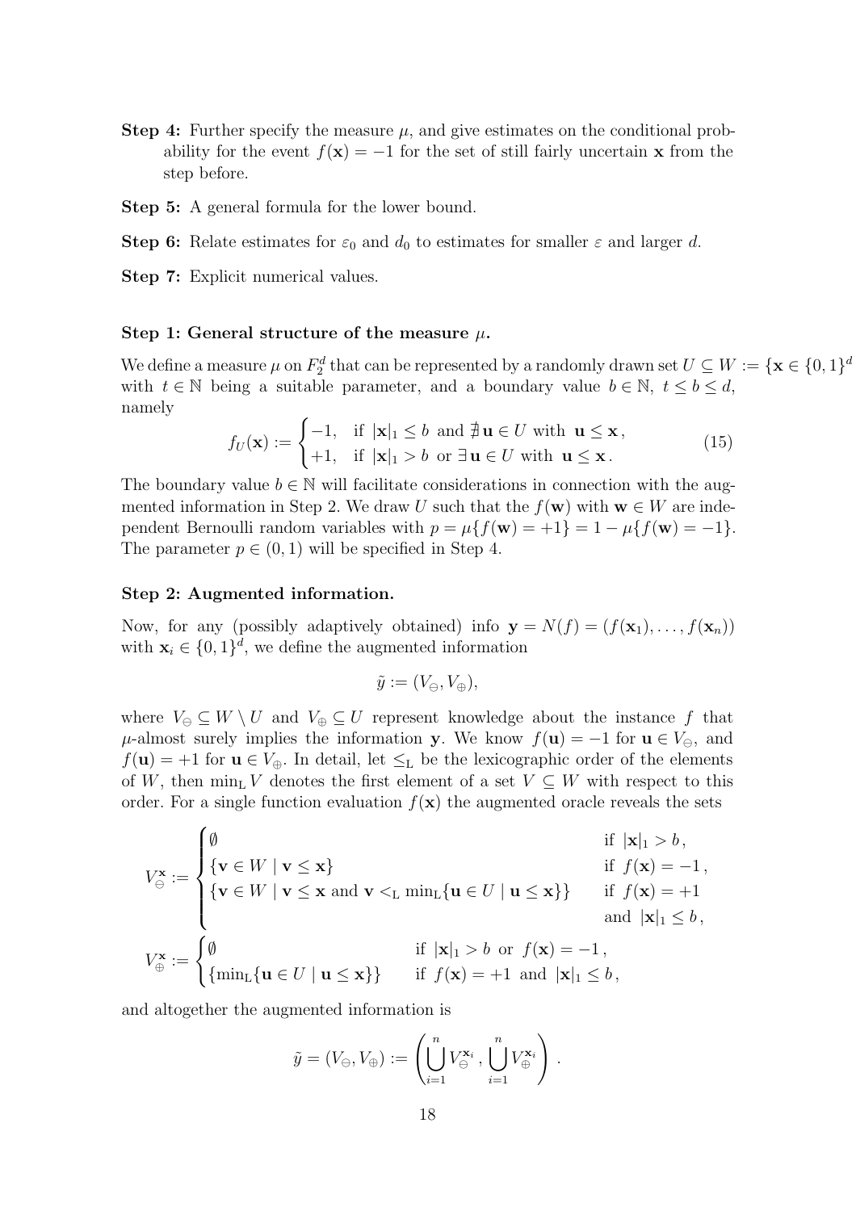**Step 4:** Further specify the measure $\mu$, and give estimates on the conditional probability for the event $f(\mathbf{x}) = -1$ for the set of still fairly uncertain $\mathbf{x}$ from the step before.

**Step 5:** A general formula for the lower bound.

**Step 6:** Relate estimates for $\varepsilon_0$ and $d_0$ to estimates for smaller $\varepsilon$ and larger $d$.

**Step 7:** Explicit numerical values.

### Step 1: General structure of the measure $\mu$.

We define a measure $\mu$ on $F_2^d$ that can be represented by a randomly drawn set $U \subseteq W := \{\mathbf{x} \in \{0,1\}^d$ with $t \in \mathbb{N}$ being a suitable parameter, and a boundary value $b \in \mathbb{N}$, $t \leq b \leq d$, namely

$$f_U(\mathbf{x}) := \begin{cases} -1, & \text{if } |\mathbf{x}|_1 \leq b \text{ and } \nexists\, \mathbf{u} \in U \text{ with } \mathbf{u} \leq \mathbf{x}\,, \\ +1, & \text{if } |\mathbf{x}|_1 > b \text{ or } \exists\, \mathbf{u} \in U \text{ with } \mathbf{u} \leq \mathbf{x}\,. \end{cases} \tag{15}$$

The boundary value $b \in \mathbb{N}$ will facilitate considerations in connection with the augmented information in Step 2. We draw $U$ such that the $f(\mathbf{w})$ with $\mathbf{w} \in W$ are independent Bernoulli random variables with $p = \mu\{f(\mathbf{w}) = +1\} = 1 - \mu\{f(\mathbf{w}) = -1\}$. The parameter $p \in (0,1)$ will be specified in Step 4.

### Step 2: Augmented information.

Now, for any (possibly adaptively obtained) info $\mathbf{y} = N(f) = (f(\mathbf{x}_1), \ldots, f(\mathbf{x}_n))$ with $\mathbf{x}_i \in \{0,1\}^d$, we define the augmented information

$$\tilde{y} := (V_\ominus, V_\oplus),$$

where $V_\ominus \subseteq W \setminus U$ and $V_\oplus \subseteq U$ represent knowledge about the instance $f$ that $\mu$-almost surely implies the information $\mathbf{y}$. We know $f(\mathbf{u}) = -1$ for $\mathbf{u} \in V_\ominus$, and $f(\mathbf{u}) = +1$ for $\mathbf{u} \in V_\oplus$. In detail, let $\leq_{\mathrm{L}}$ be the lexicographic order of the elements of $W$, then $\min_{\mathrm{L}} V$ denotes the first element of a set $V \subseteq W$ with respect to this order. For a single function evaluation $f(\mathbf{x})$ the augmented oracle reveals the sets

$$V_\ominus^{\mathbf{x}} := \begin{cases} \emptyset & \text{if } |\mathbf{x}|_1 > b\,, \\ \{\mathbf{v} \in W \mid \mathbf{v} \leq \mathbf{x}\} & \text{if } f(\mathbf{x}) = -1\,, \\ \{\mathbf{v} \in W \mid \mathbf{v} \leq \mathbf{x} \text{ and } \mathbf{v} <_{\mathrm{L}} \min_{\mathrm{L}}\{\mathbf{u} \in U \mid \mathbf{u} \leq \mathbf{x}\}\} & \text{if } f(\mathbf{x}) = +1 \\ & \text{and } |\mathbf{x}|_1 \leq b\,, \end{cases}$$

$$V_\oplus^{\mathbf{x}} := \begin{cases} \emptyset & \text{if } |\mathbf{x}|_1 > b \text{ or } f(\mathbf{x}) = -1\,, \\ \{\min_{\mathrm{L}}\{\mathbf{u} \in U \mid \mathbf{u} \leq \mathbf{x}\}\} & \text{if } f(\mathbf{x}) = +1 \text{ and } |\mathbf{x}|_1 \leq b\,, \end{cases}$$

and altogether the augmented information is

$$\tilde{y} = (V_\ominus, V_\oplus) := \left( \bigcup_{i=1}^{n} V_\ominus^{\mathbf{x}_i}\,, \bigcup_{i=1}^{n} V_\oplus^{\mathbf{x}_i} \right).$$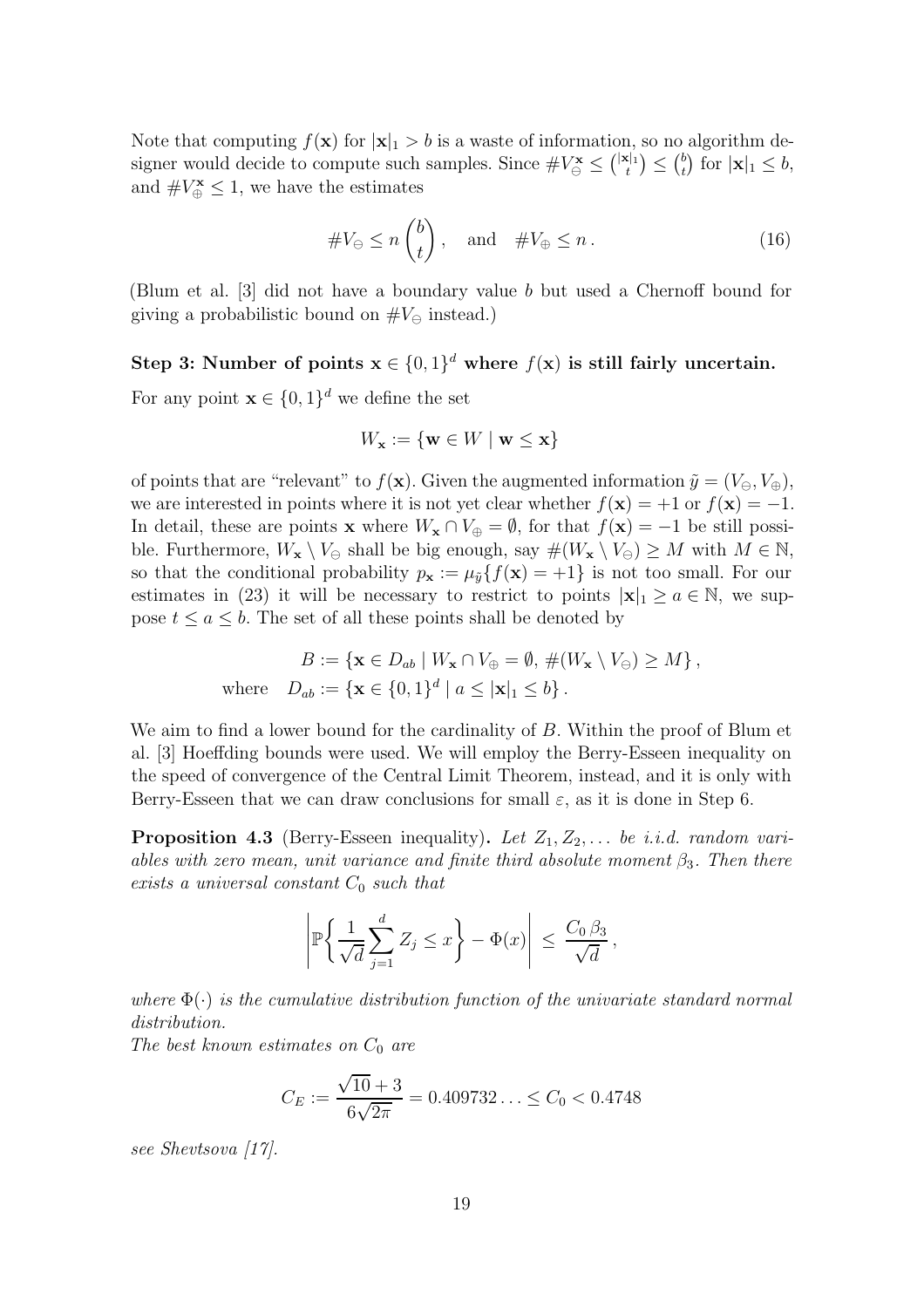Note that computing $f(\mathbf{x})$ for $|\mathbf{x}|_1 > b$ is a waste of information, so no algorithm designer would decide to compute such samples. Since $\# V_{\ominus}^{\mathbf{x}} \leq \binom{|\mathbf{x}|_1}{t} \leq \binom{b}{t}$ for $|\mathbf{x}|_1 \leq b$, and $\# V_{\oplus}^{\mathbf{x}} \leq 1$, we have the estimates

$$\# V_{\ominus} \leq n \binom{b}{t}, \quad \text{and} \quad \# V_{\oplus} \leq n \,. \tag{16}$$

(Blum et al. [3] did not have a boundary value $b$ but used a Chernoff bound for giving a probabilistic bound on $\# V_{\ominus}$ instead.)

**Step 3: Number of points $\mathbf{x} \in \{0,1\}^d$ where $f(\mathbf{x})$ is still fairly uncertain.**

For any point $\mathbf{x} \in \{0,1\}^d$ we define the set

$$W_{\mathbf{x}} := \{\mathbf{w} \in W \mid \mathbf{w} \leq \mathbf{x}\}$$

of points that are "relevant" to $f(\mathbf{x})$. Given the augmented information $\tilde{y} = (V_{\ominus}, V_{\oplus})$, we are interested in points where it is not yet clear whether $f(\mathbf{x}) = +1$ or $f(\mathbf{x}) = -1$. In detail, these are points $\mathbf{x}$ where $W_{\mathbf{x}} \cap V_{\oplus} = \emptyset$, for that $f(\mathbf{x}) = -1$ be still possible. Furthermore, $W_{\mathbf{x}} \setminus V_{\ominus}$ shall be big enough, say $\#(W_{\mathbf{x}} \setminus V_{\ominus}) \geq M$ with $M \in \mathbb{N}$, so that the conditional probability $p_{\mathbf{x}} := \mu_{\tilde{y}}\{f(\mathbf{x}) = +1\}$ is not too small. For our estimates in (23) it will be necessary to restrict to points $|\mathbf{x}|_1 \geq a \in \mathbb{N}$, we suppose $t \leq a \leq b$. The set of all these points shall be denoted by

$$\begin{aligned} B &:= \{\mathbf{x} \in D_{ab} \mid W_{\mathbf{x}} \cap V_{\oplus} = \emptyset,\, \#(W_{\mathbf{x}} \setminus V_{\ominus}) \geq M\}\,, \\ \text{where} \quad D_{ab} &:= \{\mathbf{x} \in \{0,1\}^d \mid a \leq |\mathbf{x}|_1 \leq b\}\,. \end{aligned}$$

We aim to find a lower bound for the cardinality of $B$. Within the proof of Blum et al. [3] Hoeffding bounds were used. We will employ the Berry-Esseen inequality on the speed of convergence of the Central Limit Theorem, instead, and it is only with Berry-Esseen that we can draw conclusions for small $\varepsilon$, as it is done in Step 6.

**Proposition 4.3** (Berry-Esseen inequality)**.** *Let $Z_1, Z_2, \dots$ be i.i.d. random variables with zero mean, unit variance and finite third absolute moment $\beta_3$. Then there exists a universal constant $C_0$ such that*

$$\left| \mathbb{P}\left\{ \frac{1}{\sqrt{d}} \sum_{j=1}^{d} Z_j \leq x \right\} - \Phi(x) \right| \leq \frac{C_0\, \beta_3}{\sqrt{d}}\,,$$

*where $\Phi(\cdot)$ is the cumulative distribution function of the univariate standard normal distribution.*
*The best known estimates on $C_0$ are*

$$C_E := \frac{\sqrt{10} + 3}{6\sqrt{2\pi}} = 0.409732\ldots \leq C_0 < 0.4748$$

*see Shevtsova [17].*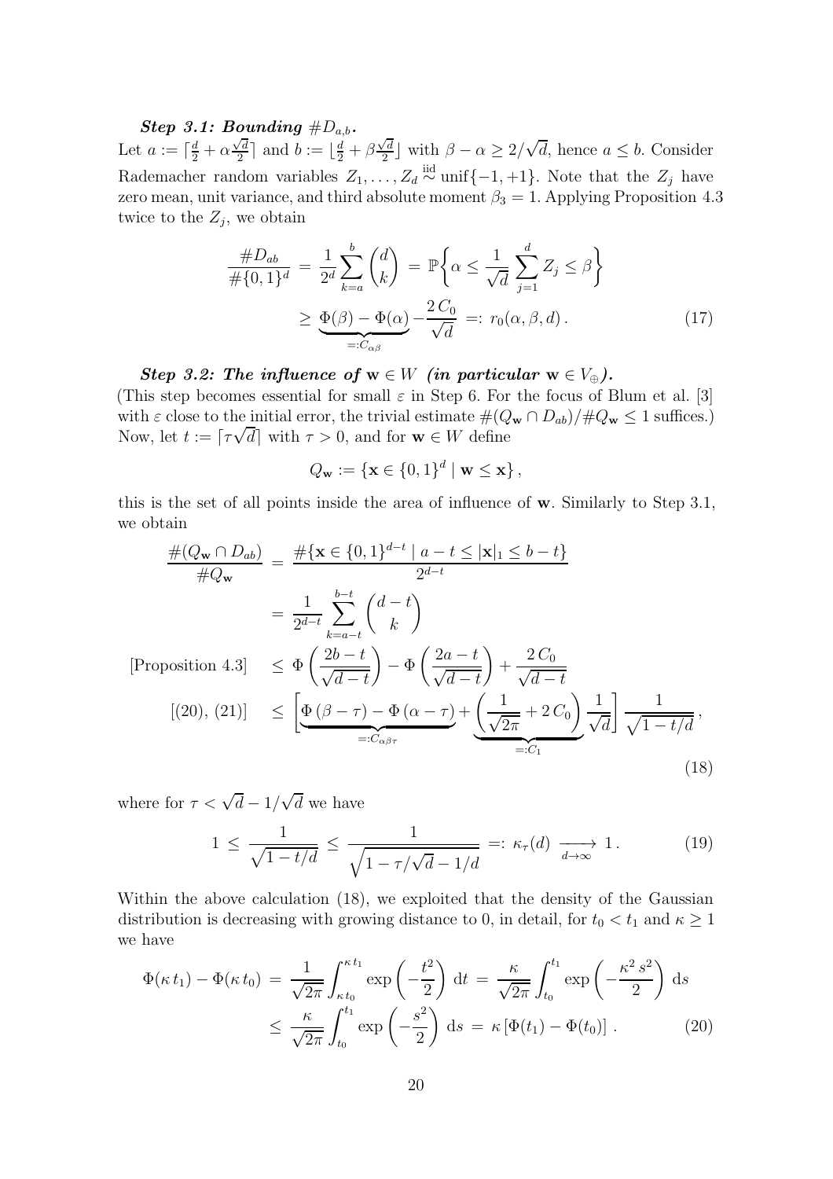***Step 3.1: Bounding $\#D_{a,b}$.***
Let $a := \lceil \frac{d}{2} + \alpha \frac{\sqrt{d}}{2} \rceil$ and $b := \lfloor \frac{d}{2} + \beta \frac{\sqrt{d}}{2} \rfloor$ with $\beta - \alpha \geq 2/\sqrt{d}$, hence $a \leq b$. Consider Rademacher random variables $Z_1, \ldots, Z_d \overset{\text{iid}}{\sim} \text{unif}\{-1, +1\}$. Note that the $Z_j$ have zero mean, unit variance, and third absolute moment $\beta_3 = 1$. Applying Proposition 4.3 twice to the $Z_j$, we obtain

$$\frac{\#D_{ab}}{\#\{0,1\}^d} = \frac{1}{2^d} \sum_{k=a}^{b} \binom{d}{k} = \mathbb{P}\left\{ \alpha \leq \frac{1}{\sqrt{d}} \sum_{j=1}^{d} Z_j \leq \beta \right\}$$
$$\geq \underbrace{\Phi(\beta) - \Phi(\alpha)}_{=:C_{\alpha\beta}} - \frac{2\, C_0}{\sqrt{d}} =: r_0(\alpha, \beta, d)\,. \tag{17}$$

***Step 3.2: The influence of $\mathbf{w} \in W$ (in particular $\mathbf{w} \in V_{\oplus}$).***
(This step becomes essential for small $\varepsilon$ in Step 6. For the focus of Blum et al. [3] with $\varepsilon$ close to the initial error, the trivial estimate $\#(Q_{\mathbf{w}} \cap D_{ab})/\#Q_{\mathbf{w}} \leq 1$ suffices.) Now, let $t := \lceil \tau \sqrt{d} \rceil$ with $\tau > 0$, and for $\mathbf{w} \in W$ define

$$Q_{\mathbf{w}} := \{\mathbf{x} \in \{0,1\}^d \mid \mathbf{w} \leq \mathbf{x}\}\,,$$

this is the set of all points inside the area of influence of $\mathbf{w}$. Similarly to Step 3.1, we obtain

$$\begin{aligned}
\frac{\#(Q_{\mathbf{w}} \cap D_{ab})}{\#Q_{\mathbf{w}}} &= \frac{\#\{\mathbf{x} \in \{0,1\}^{d-t} \mid a - t \leq |\mathbf{x}|_1 \leq b - t\}}{2^{d-t}} \\
&= \frac{1}{2^{d-t}} \sum_{k=a-t}^{b-t} \binom{d-t}{k} \\
\text{[Proposition 4.3]} \quad &\leq \Phi\left(\frac{2b - t}{\sqrt{d-t}}\right) - \Phi\left(\frac{2a - t}{\sqrt{d-t}}\right) + \frac{2\, C_0}{\sqrt{d-t}} \\
\text{[(20), (21)]} \quad &\leq \left[ \underbrace{\Phi(\beta - \tau) - \Phi(\alpha - \tau)}_{=:C_{\alpha\beta\tau}} + \underbrace{\left(\frac{1}{\sqrt{2\pi}} + 2\, C_0\right)}_{=:C_1} \frac{1}{\sqrt{d}} \right] \frac{1}{\sqrt{1 - t/d}}\,,
\end{aligned} \tag{18}$$

where for $\tau < \sqrt{d} - 1/\sqrt{d}$ we have

$$1 \leq \frac{1}{\sqrt{1 - t/d}} \leq \frac{1}{\sqrt{1 - \tau/\sqrt{d} - 1/d}} =: \kappa_\tau(d) \xrightarrow[d \to \infty]{} 1\,. \tag{19}$$

Within the above calculation (18), we exploited that the density of the Gaussian distribution is decreasing with growing distance to 0, in detail, for $t_0 < t_1$ and $\kappa \geq 1$ we have

$$\begin{aligned}
\Phi(\kappa\, t_1) - \Phi(\kappa\, t_0) &= \frac{1}{\sqrt{2\pi}} \int_{\kappa\, t_0}^{\kappa\, t_1} \exp\left(-\frac{t^2}{2}\right) \mathrm{d}t = \frac{\kappa}{\sqrt{2\pi}} \int_{t_0}^{t_1} \exp\left(-\frac{\kappa^2\, s^2}{2}\right) \mathrm{d}s \\
&\leq \frac{\kappa}{\sqrt{2\pi}} \int_{t_0}^{t_1} \exp\left(-\frac{s^2}{2}\right) \mathrm{d}s = \kappa\, [\Phi(t_1) - \Phi(t_0)]\,.
\end{aligned} \tag{20}$$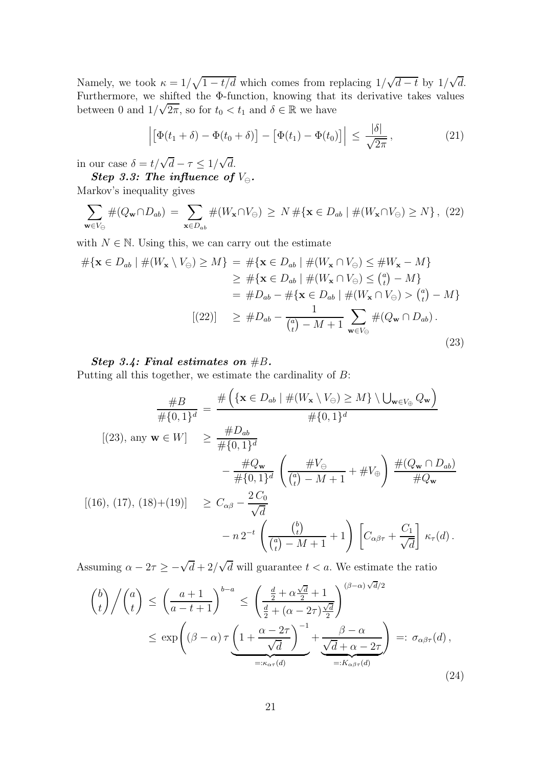Namely, we took $\kappa = 1/\sqrt{1-t/d}$ which comes from replacing $1/\sqrt{d-t}$ by $1/\sqrt{d}$. Furthermore, we shifted the $\Phi$-function, knowing that its derivative takes values between 0 and $1/\sqrt{2\pi}$, so for $t_0 < t_1$ and $\delta \in \mathbb{R}$ we have

$$\Big|\big[\Phi(t_1+\delta) - \Phi(t_0+\delta)\big] - \big[\Phi(t_1) - \Phi(t_0)\big]\Big| \,\leq\, \frac{|\delta|}{\sqrt{2\pi}}\,, \tag{21}$$

in our case $\delta = t/\sqrt{d} - \tau \leq 1/\sqrt{d}$.

***Step 3.3: The influence of $V_\ominus$.***
Markov's inequality gives

$$\sum_{\mathbf{w}\in V_\ominus} \#(Q_\mathbf{w}\cap D_{ab}) \,=\, \sum_{\mathbf{x}\in D_{ab}} \#(W_\mathbf{x}\cap V_\ominus) \,\geq\, N\,\#\{\mathbf{x}\in D_{ab} \mid \#(W_\mathbf{x}\cap V_\ominus) \geq N\}\,, \tag{22}$$

with $N \in \mathbb{N}$. Using this, we can carry out the estimate

$$\begin{aligned}
\#\{\mathbf{x}\in D_{ab} \mid \#(W_\mathbf{x}\setminus V_\ominus) \geq M\} \,&=\, \#\{\mathbf{x}\in D_{ab} \mid \#(W_\mathbf{x}\cap V_\ominus) \leq \#W_\mathbf{x} - M\} \\
&\geq\, \#\{\mathbf{x}\in D_{ab} \mid \#(W_\mathbf{x}\cap V_\ominus) \leq \tbinom{a}{t} - M\} \\
&=\, \#D_{ab} - \#\{\mathbf{x}\in D_{ab} \mid \#(W_\mathbf{x}\cap V_\ominus) > \tbinom{a}{t} - M\} \\
[(22)] \quad &\geq\, \#D_{ab} - \frac{1}{\binom{a}{t} - M + 1} \sum_{\mathbf{w}\in V_\ominus} \#(Q_\mathbf{w}\cap D_{ab})\,.
\end{aligned} \tag{23}$$

***Step 3.4: Final estimates on $\#B$.***
Putting all this together, we estimate the cardinality of $B$:

$$\begin{aligned}
\frac{\#B}{\#\{0,1\}^d} \,&=\, \frac{\#\Big(\{\mathbf{x}\in D_{ab} \mid \#(W_\mathbf{x}\setminus V_\ominus)\geq M\} \setminus \bigcup_{\mathbf{w}\in V_\oplus} Q_\mathbf{w}\Big)}{\#\{0,1\}^d} \\
[(23),\text{ any } \mathbf{w}\in W] \quad &\geq\, \frac{\#D_{ab}}{\#\{0,1\}^d} \\
&\qquad - \frac{\#Q_\mathbf{w}}{\#\{0,1\}^d}\left(\frac{\#V_\ominus}{\binom{a}{t} - M + 1} + \#V_\oplus\right)\frac{\#(Q_\mathbf{w}\cap D_{ab})}{\#Q_\mathbf{w}} \\
[(16),\,(17),\,(18)\text{+}(19)] \quad &\geq\, C_{\alpha\beta} - \frac{2\,C_0}{\sqrt{d}} \\
&\qquad - n\,2^{-t}\left(\frac{\binom{b}{t}}{\binom{a}{t} - M + 1} + 1\right)\left[C_{\alpha\beta\tau} + \frac{C_1}{\sqrt{d}}\right]\,\kappa_\tau(d)\,.
\end{aligned}$$

Assuming $\alpha - 2\tau \geq -\sqrt{d} + 2/\sqrt{d}$ will guarantee $t < a$. We estimate the ratio

$$\begin{aligned}
\binom{b}{t}\Big/\binom{a}{t} \,&\leq\, \left(\frac{a+1}{a-t+1}\right)^{b-a} \,\leq\, \left(\frac{\frac{d}{2} + \alpha\frac{\sqrt{d}}{2} + 1}{\frac{d}{2} + (\alpha - 2\tau)\frac{\sqrt{d}}{2}}\right)^{(\beta-\alpha)\,\sqrt{d}/2} \\
&\leq\, \exp\!\Bigg((\beta-\alpha)\,\tau\underbrace{\left(1 + \frac{\alpha-2\tau}{\sqrt{d}}\right)^{-1}}_{=:\kappa_{\alpha\tau}(d)} + \underbrace{\frac{\beta-\alpha}{\sqrt{d} + \alpha - 2\tau}}_{=:K_{\alpha\beta\tau}(d)}\Bigg) \,=:\, \sigma_{\alpha\beta\tau}(d)\,,
\end{aligned} \tag{24}$$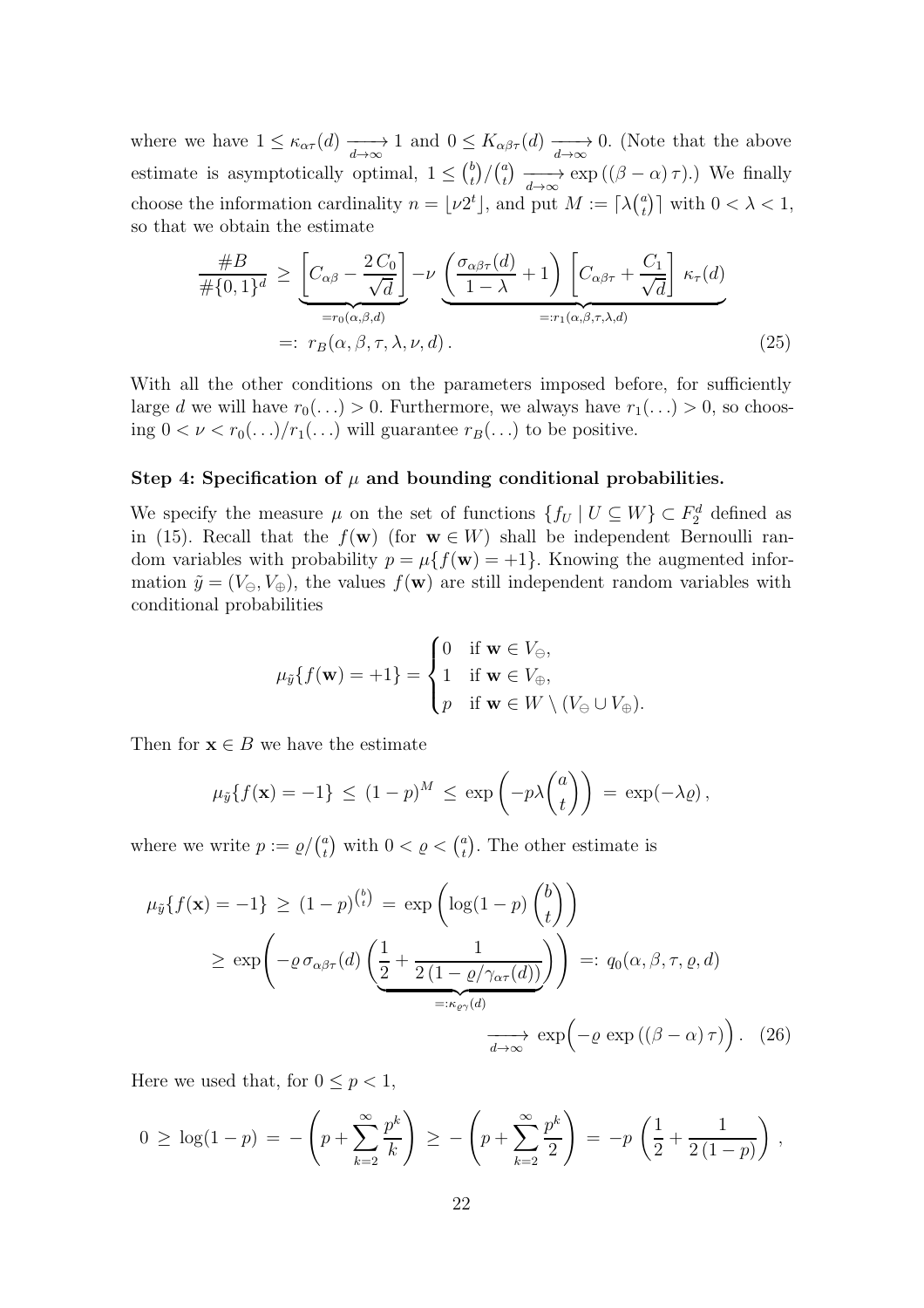where we have $1 \leq \kappa_{\alpha\tau}(d) \xrightarrow[d\to\infty]{} 1$ and $0 \leq K_{\alpha\beta\tau}(d) \xrightarrow[d\to\infty]{} 0$. (Note that the above estimate is asymptotically optimal, $1 \leq \binom{b}{t}/\binom{a}{t} \xrightarrow[d\to\infty]{} \exp\left((\beta-\alpha)\,\tau\right)$.) We finally choose the information cardinality $n = \lfloor \nu 2^t \rfloor$, and put $M := \lceil \lambda \binom{a}{t} \rceil$ with $0 < \lambda < 1$, so that we obtain the estimate

$$
\begin{aligned}
\frac{\#B}{\#\{0,1\}^d} \;&\geq\; \underbrace{\left[C_{\alpha\beta} - \frac{2\,C_0}{\sqrt{d}}\right]}_{=r_0(\alpha,\beta,d)} - \underbrace{\nu\,\left(\frac{\sigma_{\alpha\beta\tau}(d)}{1-\lambda} + 1\right)\left[C_{\alpha\beta\tau} + \frac{C_1}{\sqrt{d}}\right]\,\kappa_\tau(d)}_{=:r_1(\alpha,\beta,\tau,\lambda,d)} \\
&=:\; r_B(\alpha,\beta,\tau,\lambda,\nu,d)\,.
\end{aligned}
\tag{25}
$$

With all the other conditions on the parameters imposed before, for sufficiently large $d$ we will have $r_0(\ldots) > 0$. Furthermore, we always have $r_1(\ldots) > 0$, so choosing $0 < \nu < r_0(\ldots)/r_1(\ldots)$ will guarantee $r_B(\ldots)$ to be positive.

**Step 4: Specification of $\mu$ and bounding conditional probabilities.**

We specify the measure $\mu$ on the set of functions $\{f_U \mid U \subseteq W\} \subset F_2^d$ defined as in (15). Recall that the $f(\mathbf{w})$ (for $\mathbf{w} \in W$) shall be independent Bernoulli random variables with probability $p = \mu\{f(\mathbf{w}) = +1\}$. Knowing the augmented information $\tilde{y} = (V_\ominus, V_\oplus)$, the values $f(\mathbf{w})$ are still independent random variables with conditional probabilities

$$
\mu_{\tilde{y}}\{f(\mathbf{w}) = +1\} = \begin{cases} 0 & \text{if } \mathbf{w} \in V_\ominus, \\ 1 & \text{if } \mathbf{w} \in V_\oplus, \\ p & \text{if } \mathbf{w} \in W \setminus (V_\ominus \cup V_\oplus). \end{cases}
$$

Then for $\mathbf{x} \in B$ we have the estimate

$$
\mu_{\tilde{y}}\{f(\mathbf{x}) = -1\} \;\leq\; (1-p)^M \;\leq\; \exp\left(-p\lambda\binom{a}{t}\right) \;=\; \exp(-\lambda\varrho)\,,
$$

where we write $p := \varrho/\binom{a}{t}$ with $0 < \varrho < \binom{a}{t}$. The other estimate is

$$
\begin{aligned}
\mu_{\tilde{y}}\{f(\mathbf{x}) = -1\} \;&\geq\; (1-p)^{\binom{b}{t}} \;=\; \exp\left(\log(1-p)\binom{b}{t}\right) \\
&\geq\; \exp\Bigg(-\varrho\,\sigma_{\alpha\beta\tau}(d)\underbrace{\left(\frac{1}{2} + \frac{1}{2\,(1-\varrho/\gamma_{\alpha\tau}(d))}\right)}_{=:\kappa_{\varrho\gamma}(d)}\Bigg) \;=:\; q_0(\alpha,\beta,\tau,\varrho,d) \\
&\qquad\qquad\xrightarrow[d\to\infty]{}\; \exp\Big(-\varrho\,\exp\left((\beta-\alpha)\,\tau\right)\Big)\,.
\end{aligned}
\tag{26}
$$

Here we used that, for $0 \leq p < 1$,

$$
0 \;\geq\; \log(1-p) \;=\; -\left(p + \sum_{k=2}^{\infty}\frac{p^k}{k}\right) \;\geq\; -\left(p + \sum_{k=2}^{\infty}\frac{p^k}{2}\right) \;=\; -p\,\left(\frac{1}{2} + \frac{1}{2\,(1-p)}\right)\,,
$$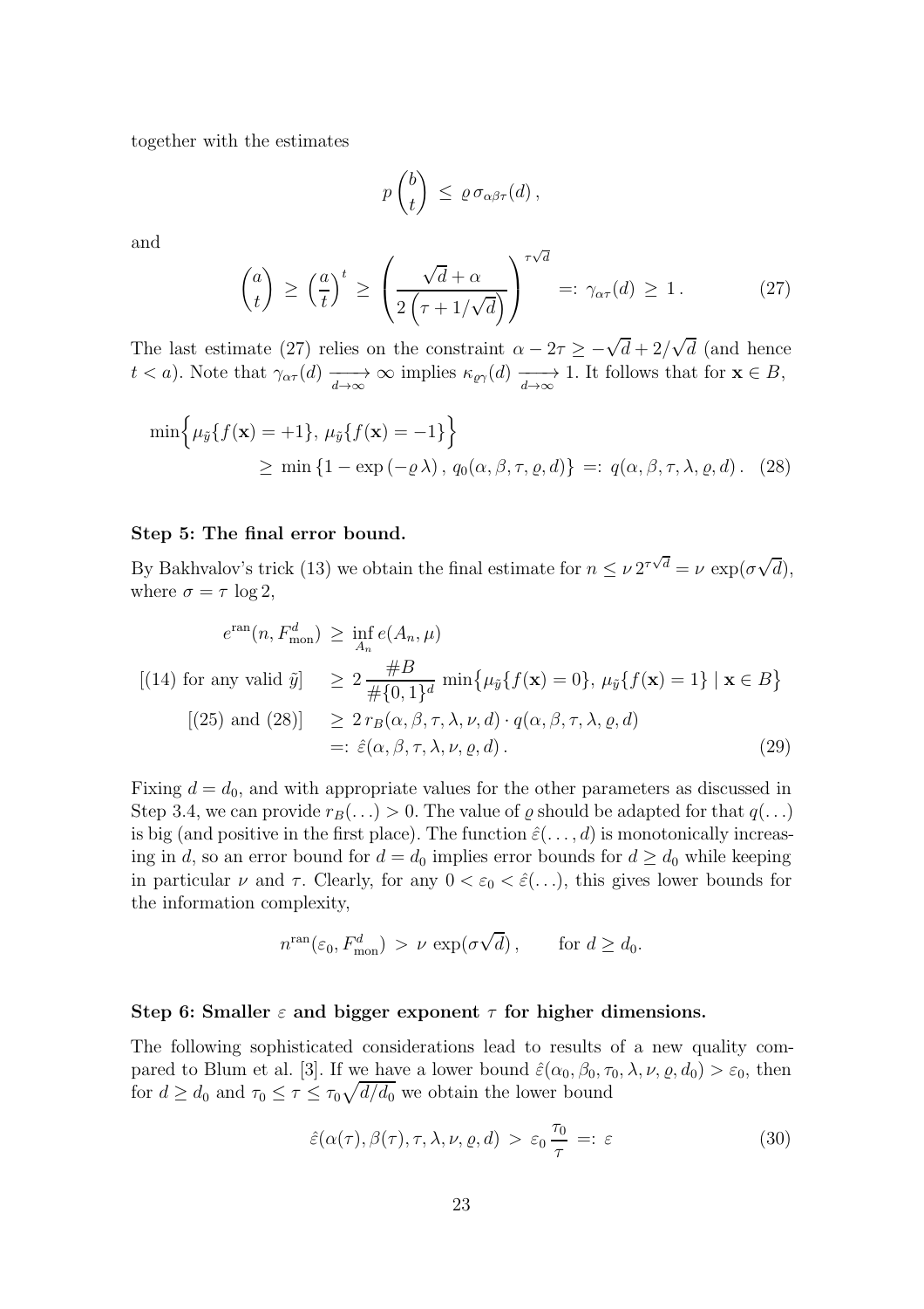together with the estimates

$$p\binom{b}{t} \leq \varrho\, \sigma_{\alpha\beta\tau}(d)\,,$$

and

$$\binom{a}{t} \geq \left(\frac{a}{t}\right)^t \geq \left(\frac{\sqrt{d}+\alpha}{2\left(\tau + 1/\sqrt{d}\right)}\right)^{\tau\sqrt{d}} =: \gamma_{\alpha\tau}(d) \geq 1\,. \tag{27}$$

The last estimate (27) relies on the constraint $\alpha - 2\tau \geq -\sqrt{d} + 2/\sqrt{d}$ (and hence $t < a$). Note that $\gamma_{\alpha\tau}(d) \xrightarrow[d\to\infty]{} \infty$ implies $\kappa_{\varrho\gamma}(d) \xrightarrow[d\to\infty]{} 1$. It follows that for $\mathbf{x} \in B$,

$$\begin{aligned}\min\Big\{\mu_{\tilde{y}}\{f(\mathbf{x}) = +1\},\, \mu_{\tilde{y}}\{f(\mathbf{x}) = -1\}\Big\}& \\ \geq \min\left\{1 - \exp\left(-\varrho\,\lambda\right),\, q_0(\alpha,\beta,\tau,\varrho,d)\right\} &=: q(\alpha,\beta,\tau,\lambda,\varrho,d)\,. \quad (28)\end{aligned}$$

### Step 5: The final error bound.

By Bakhvalov's trick (13) we obtain the final estimate for $n \leq \nu\, 2^{\tau\sqrt{d}} = \nu\, \exp(\sigma\sqrt{d})$, where $\sigma = \tau\, \log 2$,

$$\begin{aligned} e^{\mathrm{ran}}(n, F^d_{\mathrm{mon}}) &\geq \inf_{A_n} e(A_n, \mu) \\ [(14) \text{ for any valid } \tilde{y}] \quad &\geq 2\,\frac{\#B}{\#\{0,1\}^d}\, \min\big\{\mu_{\tilde{y}}\{f(\mathbf{x}) = 0\},\, \mu_{\tilde{y}}\{f(\mathbf{x}) = 1\} \mid \mathbf{x} \in B\big\} \\ [(25) \text{ and } (28)] \quad &\geq 2\, r_B(\alpha,\beta,\tau,\lambda,\nu,d) \cdot q(\alpha,\beta,\tau,\lambda,\varrho,d) \\ &=: \hat{\varepsilon}(\alpha,\beta,\tau,\lambda,\nu,\varrho,d)\,. \end{aligned} \tag{29}$$

Fixing $d = d_0$, and with appropriate values for the other parameters as discussed in Step 3.4, we can provide $r_B(\ldots) > 0$. The value of $\varrho$ should be adapted for that $q(\ldots)$ is big (and positive in the first place). The function $\hat{\varepsilon}(\ldots,d)$ is monotonically increasing in $d$, so an error bound for $d = d_0$ implies error bounds for $d \geq d_0$ while keeping in particular $\nu$ and $\tau$. Clearly, for any $0 < \varepsilon_0 < \hat{\varepsilon}(\ldots)$, this gives lower bounds for the information complexity,

$$n^{\mathrm{ran}}(\varepsilon_0, F^d_{\mathrm{mon}}) > \nu\, \exp(\sigma\sqrt{d})\,, \qquad \text{for } d \geq d_0.$$

### Step 6: Smaller $\varepsilon$ and bigger exponent $\tau$ for higher dimensions.

The following sophisticated considerations lead to results of a new quality compared to Blum et al. [3]. If we have a lower bound $\hat{\varepsilon}(\alpha_0,\beta_0,\tau_0,\lambda,\nu,\varrho,d_0) > \varepsilon_0$, then for $d \geq d_0$ and $\tau_0 \leq \tau \leq \tau_0\sqrt{d/d_0}$ we obtain the lower bound

$$\hat{\varepsilon}(\alpha(\tau),\beta(\tau),\tau,\lambda,\nu,\varrho,d) > \varepsilon_0\,\frac{\tau_0}{\tau} =: \varepsilon \tag{30}$$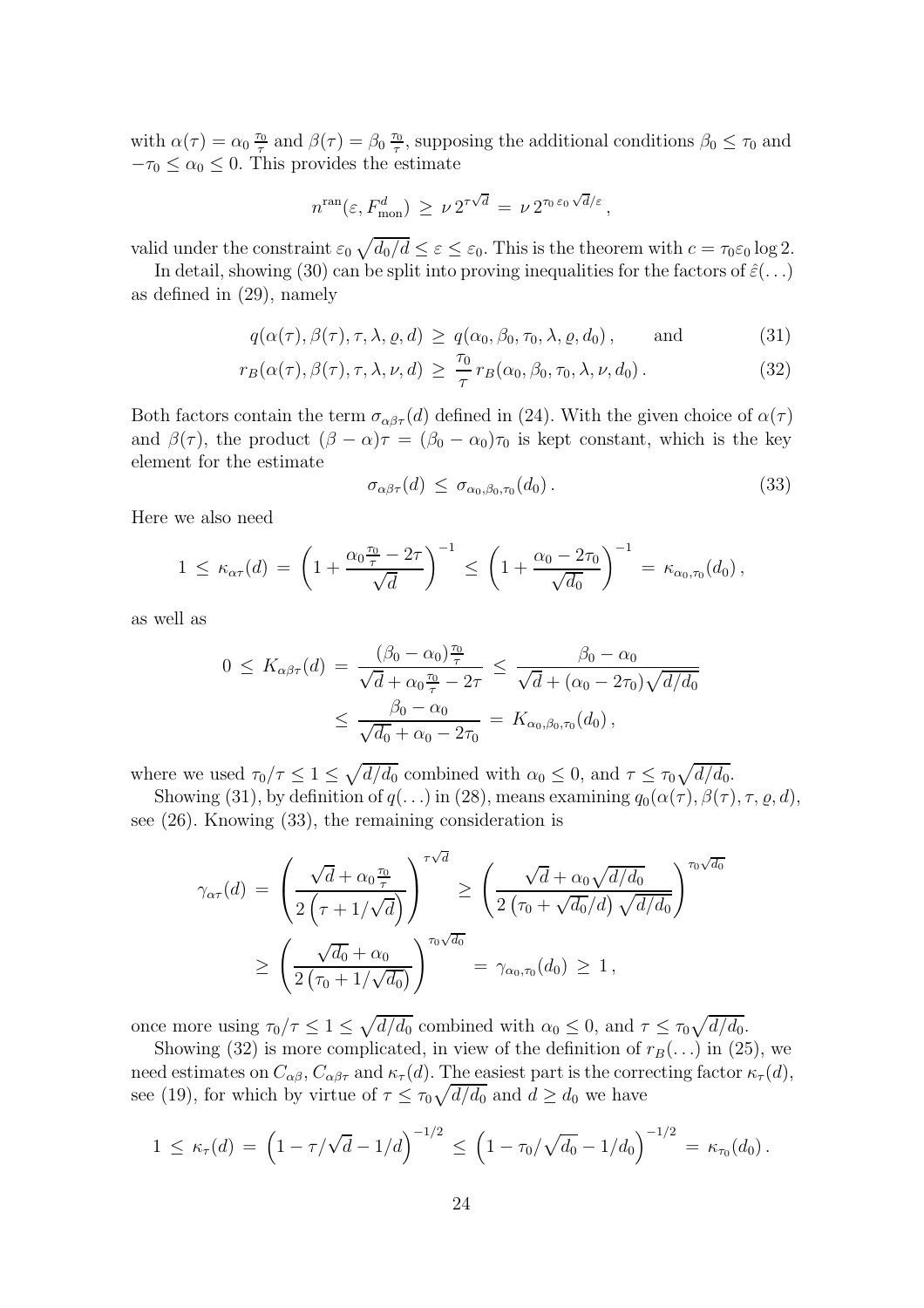with $\alpha(\tau) = \alpha_0 \frac{\tau_0}{\tau}$ and $\beta(\tau) = \beta_0 \frac{\tau_0}{\tau}$, supposing the additional conditions $\beta_0 \leq \tau_0$ and $-\tau_0 \leq \alpha_0 \leq 0$. This provides the estimate

$$n^{\mathrm{ran}}(\varepsilon, F_{\mathrm{mon}}^d) \;\geq\; \nu\, 2^{\tau\sqrt{d}} \;=\; \nu\, 2^{\tau_0\,\varepsilon_0\,\sqrt{d}/\varepsilon}\,,$$

valid under the constraint $\varepsilon_0\,\sqrt{d_0/d} \leq \varepsilon \leq \varepsilon_0$. This is the theorem with $c = \tau_0\varepsilon_0 \log 2$.

In detail, showing (30) can be split into proving inequalities for the factors of $\hat{\varepsilon}(\ldots)$ as defined in (29), namely

$$q(\alpha(\tau), \beta(\tau), \tau, \lambda, \varrho, d) \;\geq\; q(\alpha_0, \beta_0, \tau_0, \lambda, \varrho, d_0)\,, \qquad \text{and} \tag{31}$$

$$r_B(\alpha(\tau), \beta(\tau), \tau, \lambda, \nu, d) \;\geq\; \frac{\tau_0}{\tau}\, r_B(\alpha_0, \beta_0, \tau_0, \lambda, \nu, d_0)\,. \tag{32}$$

Both factors contain the term $\sigma_{\alpha\beta\tau}(d)$ defined in (24). With the given choice of $\alpha(\tau)$ and $\beta(\tau)$, the product $(\beta - \alpha)\tau = (\beta_0 - \alpha_0)\tau_0$ is kept constant, which is the key element for the estimate

$$\sigma_{\alpha\beta\tau}(d) \;\leq\; \sigma_{\alpha_0,\beta_0,\tau_0}(d_0)\,. \tag{33}$$

Here we also need

$$1 \;\leq\; \kappa_{\alpha\tau}(d) \;=\; \left(1 + \frac{\alpha_0\frac{\tau_0}{\tau} - 2\tau}{\sqrt{d}}\right)^{-1} \;\leq\; \left(1 + \frac{\alpha_0 - 2\tau_0}{\sqrt{d_0}}\right)^{-1} \;=\; \kappa_{\alpha_0,\tau_0}(d_0)\,,$$

as well as

$$\begin{aligned}
0 \;\leq\; K_{\alpha\beta\tau}(d) \;&=\; \frac{(\beta_0 - \alpha_0)\frac{\tau_0}{\tau}}{\sqrt{d} + \alpha_0\frac{\tau_0}{\tau} - 2\tau} \;\leq\; \frac{\beta_0 - \alpha_0}{\sqrt{d} + (\alpha_0 - 2\tau_0)\sqrt{d/d_0}} \\
&\leq\; \frac{\beta_0 - \alpha_0}{\sqrt{d_0} + \alpha_0 - 2\tau_0} \;=\; K_{\alpha_0,\beta_0,\tau_0}(d_0)\,,
\end{aligned}$$

where we used $\tau_0/\tau \leq 1 \leq \sqrt{d/d_0}$ combined with $\alpha_0 \leq 0$, and $\tau \leq \tau_0\sqrt{d/d_0}$.

Showing (31), by definition of $q(\ldots)$ in (28), means examining $q_0(\alpha(\tau), \beta(\tau), \tau, \varrho, d)$, see (26). Knowing (33), the remaining consideration is

$$\begin{aligned}
\gamma_{\alpha\tau}(d) \;&=\; \left(\frac{\sqrt{d} + \alpha_0\frac{\tau_0}{\tau}}{2\left(\tau + 1/\sqrt{d}\right)}\right)^{\tau\sqrt{d}} \;\geq\; \left(\frac{\sqrt{d} + \alpha_0\sqrt{d/d_0}}{2\left(\tau_0 + \sqrt{d_0}/d\right)\sqrt{d/d_0}}\right)^{\tau_0\sqrt{d_0}} \\
&\geq\; \left(\frac{\sqrt{d_0} + \alpha_0}{2\left(\tau_0 + 1/\sqrt{d_0}\right)}\right)^{\tau_0\sqrt{d_0}} \;=\; \gamma_{\alpha_0,\tau_0}(d_0) \;\geq\; 1\,,
\end{aligned}$$

once more using $\tau_0/\tau \leq 1 \leq \sqrt{d/d_0}$ combined with $\alpha_0 \leq 0$, and $\tau \leq \tau_0\sqrt{d/d_0}$.

Showing (32) is more complicated, in view of the definition of $r_B(\ldots)$ in (25), we need estimates on $C_{\alpha\beta}$, $C_{\alpha\beta\tau}$ and $\kappa_\tau(d)$. The easiest part is the correcting factor $\kappa_\tau(d)$, see (19), for which by virtue of $\tau \leq \tau_0\sqrt{d/d_0}$ and $d \geq d_0$ we have

$$1 \;\leq\; \kappa_\tau(d) \;=\; \left(1 - \tau/\sqrt{d} - 1/d\right)^{-1/2} \;\leq\; \left(1 - \tau_0/\sqrt{d_0} - 1/d_0\right)^{-1/2} \;=\; \kappa_{\tau_0}(d_0)\,.$$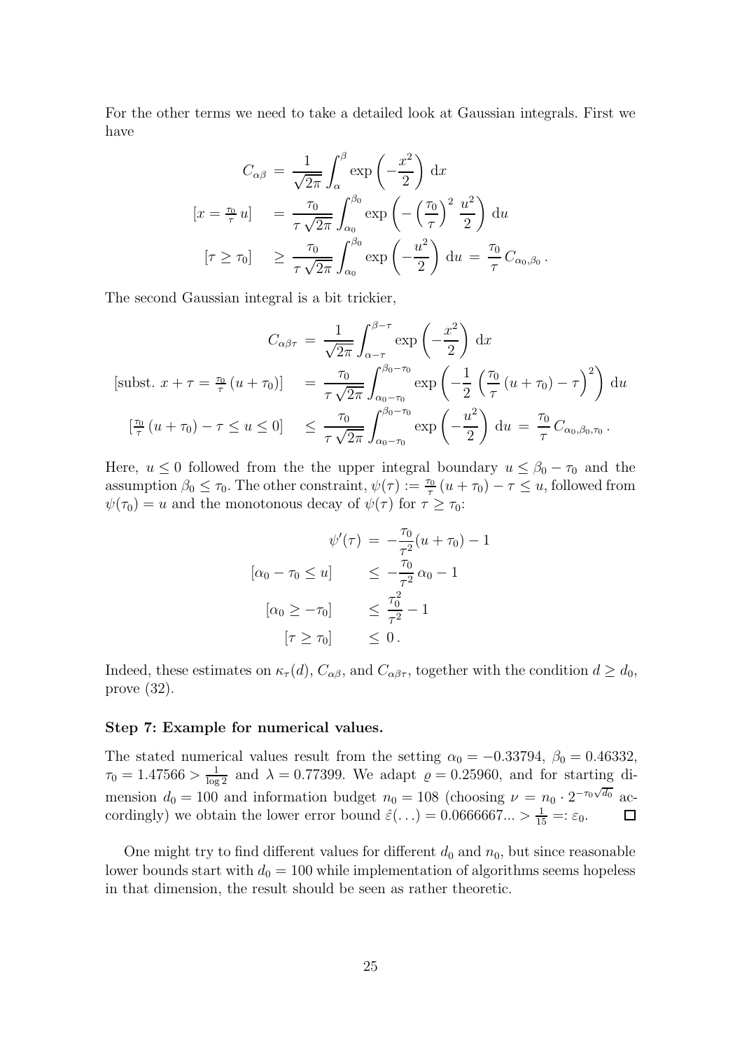For the other terms we need to take a detailed look at Gaussian integrals. First we have

$$
\begin{aligned}
C_{\alpha\beta} \;&=\; \frac{1}{\sqrt{2\pi}} \int_{\alpha}^{\beta} \exp\left(-\frac{x^2}{2}\right)\,\mathrm{d}x \\
[x = \tfrac{\tau_0}{\tau}\,u] \quad &=\; \frac{\tau_0}{\tau\,\sqrt{2\pi}} \int_{\alpha_0}^{\beta_0} \exp\left(-\left(\frac{\tau_0}{\tau}\right)^2 \frac{u^2}{2}\right)\,\mathrm{d}u \\
[\tau \geq \tau_0] \quad &\geq\; \frac{\tau_0}{\tau\,\sqrt{2\pi}} \int_{\alpha_0}^{\beta_0} \exp\left(-\frac{u^2}{2}\right)\,\mathrm{d}u \;=\; \frac{\tau_0}{\tau}\, C_{\alpha_0,\beta_0}\,.
\end{aligned}
$$

The second Gaussian integral is a bit trickier,

$$
\begin{aligned}
C_{\alpha\beta\tau} \;&=\; \frac{1}{\sqrt{2\pi}} \int_{\alpha-\tau}^{\beta-\tau} \exp\left(-\frac{x^2}{2}\right)\,\mathrm{d}x \\
[\text{subst. } x + \tau = \tfrac{\tau_0}{\tau}\,(u+\tau_0)] \quad &=\; \frac{\tau_0}{\tau\,\sqrt{2\pi}} \int_{\alpha_0-\tau_0}^{\beta_0-\tau_0} \exp\left(-\frac{1}{2}\left(\frac{\tau_0}{\tau}\,(u+\tau_0) - \tau\right)^2\right)\,\mathrm{d}u \\
[\tfrac{\tau_0}{\tau}\,(u+\tau_0) - \tau \leq u \leq 0] \quad &\leq\; \frac{\tau_0}{\tau\,\sqrt{2\pi}} \int_{\alpha_0-\tau_0}^{\beta_0-\tau_0} \exp\left(-\frac{u^2}{2}\right)\,\mathrm{d}u \;=\; \frac{\tau_0}{\tau}\, C_{\alpha_0,\beta_0,\tau_0}\,.
\end{aligned}
$$

Here, $u \leq 0$ followed from the the upper integral boundary $u \leq \beta_0 - \tau_0$ and the assumption $\beta_0 \leq \tau_0$. The other constraint, $\psi(\tau) := \frac{\tau_0}{\tau}\,(u+\tau_0) - \tau \leq u$, followed from $\psi(\tau_0) = u$ and the monotonous decay of $\psi(\tau)$ for $\tau \geq \tau_0$:

$$
\begin{aligned}
\psi'(\tau) \;&=\; -\frac{\tau_0}{\tau^2}(u+\tau_0) - 1 \\
[\alpha_0 - \tau_0 \leq u] \qquad &\leq\; -\frac{\tau_0}{\tau^2}\,\alpha_0 - 1 \\
[\alpha_0 \geq -\tau_0] \qquad &\leq\; \frac{\tau_0^2}{\tau^2} - 1 \\
[\tau \geq \tau_0] \qquad &\leq\; 0\,.
\end{aligned}
$$

Indeed, these estimates on $\kappa_\tau(d)$, $C_{\alpha\beta}$, and $C_{\alpha\beta\tau}$, together with the condition $d \geq d_0$, prove (32).

**Step 7: Example for numerical values.**

The stated numerical values result from the setting $\alpha_0 = -0.33794$, $\beta_0 = 0.46332$, $\tau_0 = 1.47566 > \frac{1}{\log 2}$ and $\lambda = 0.77399$. We adapt $\varrho = 0.25960$, and for starting dimension $d_0 = 100$ and information budget $n_0 = 108$ (choosing $\nu = n_0 \cdot 2^{-\tau_0\sqrt{d_0}}$ accordingly) we obtain the lower error bound $\hat{\varepsilon}(\ldots) = 0.0666667... > \frac{1}{15} =: \varepsilon_0$. $\square$

One might try to find different values for different $d_0$ and $n_0$, but since reasonable lower bounds start with $d_0 = 100$ while implementation of algorithms seems hopeless in that dimension, the result should be seen as rather theoretic.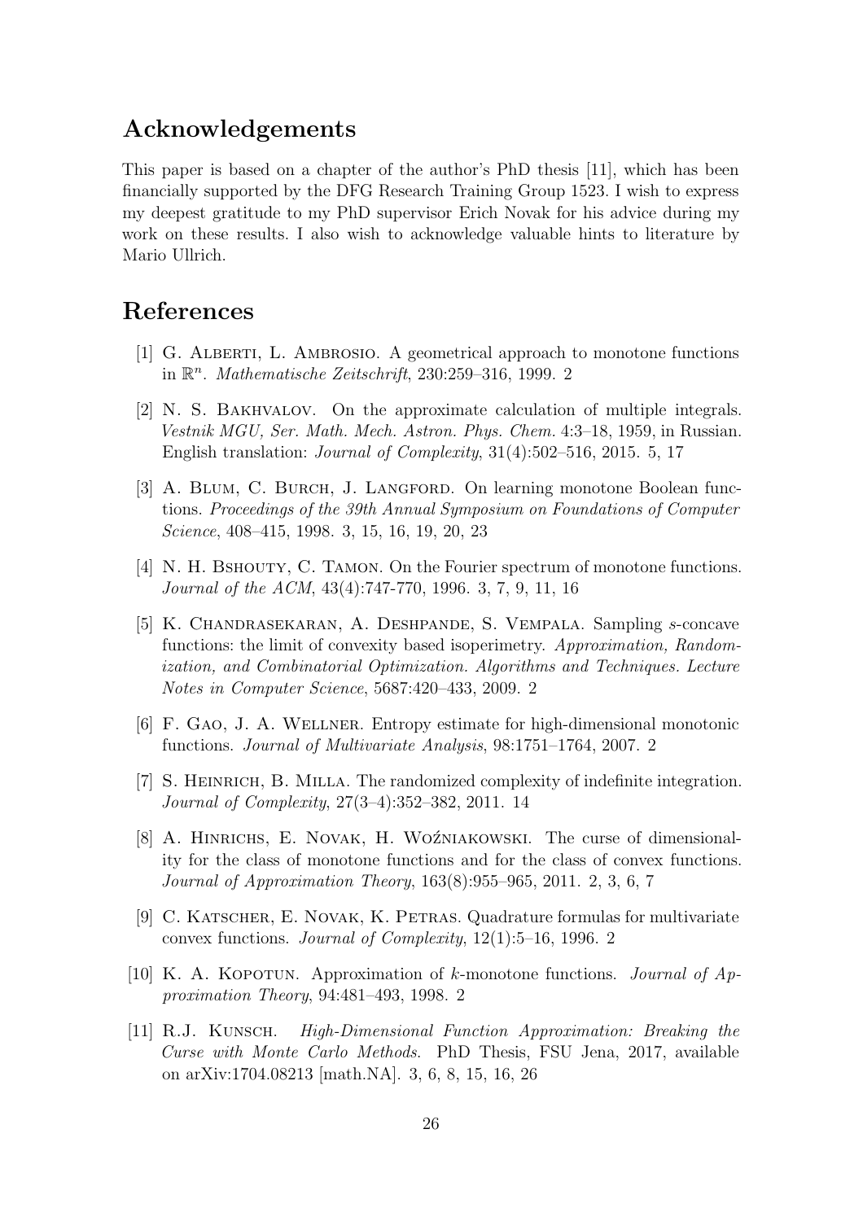## Acknowledgements

This paper is based on a chapter of the author's PhD thesis [11], which has been financially supported by the DFG Research Training Group 1523. I wish to express my deepest gratitude to my PhD supervisor Erich Novak for his advice during my work on these results. I also wish to acknowledge valuable hints to literature by Mario Ullrich.

## References

[1] G. Alberti, L. Ambrosio. A geometrical approach to monotone functions in $\mathbb{R}^n$. *Mathematische Zeitschrift*, 230:259–316, 1999. 2

[2] N. S. Bakhvalov. On the approximate calculation of multiple integrals. *Vestnik MGU, Ser. Math. Mech. Astron. Phys. Chem.* 4:3–18, 1959, in Russian. English translation: *Journal of Complexity*, 31(4):502–516, 2015. 5, 17

[3] A. Blum, C. Burch, J. Langford. On learning monotone Boolean functions. *Proceedings of the 39th Annual Symposium on Foundations of Computer Science*, 408–415, 1998. 3, 15, 16, 19, 20, 23

[4] N. H. Bshouty, C. Tamon. On the Fourier spectrum of monotone functions. *Journal of the ACM*, 43(4):747-770, 1996. 3, 7, 9, 11, 16

[5] K. Chandrasekaran, A. Deshpande, S. Vempala. Sampling $s$-concave functions: the limit of convexity based isoperimetry. *Approximation, Randomization, and Combinatorial Optimization. Algorithms and Techniques. Lecture Notes in Computer Science*, 5687:420–433, 2009. 2

[6] F. Gao, J. A. Wellner. Entropy estimate for high-dimensional monotonic functions. *Journal of Multivariate Analysis*, 98:1751–1764, 2007. 2

[7] S. Heinrich, B. Milla. The randomized complexity of indefinite integration. *Journal of Complexity*, 27(3–4):352–382, 2011. 14

[8] A. Hinrichs, E. Novak, H. Woźniakowski. The curse of dimensionality for the class of monotone functions and for the class of convex functions. *Journal of Approximation Theory*, 163(8):955–965, 2011. 2, 3, 6, 7

[9] C. Katscher, E. Novak, K. Petras. Quadrature formulas for multivariate convex functions. *Journal of Complexity*, 12(1):5–16, 1996. 2

[10] K. A. Kopotun. Approximation of $k$-monotone functions. *Journal of Approximation Theory*, 94:481–493, 1998. 2

[11] R.J. Kunsch. *High-Dimensional Function Approximation: Breaking the Curse with Monte Carlo Methods.* PhD Thesis, FSU Jena, 2017, available on arXiv:1704.08213 [math.NA]. 3, 6, 8, 15, 16, 26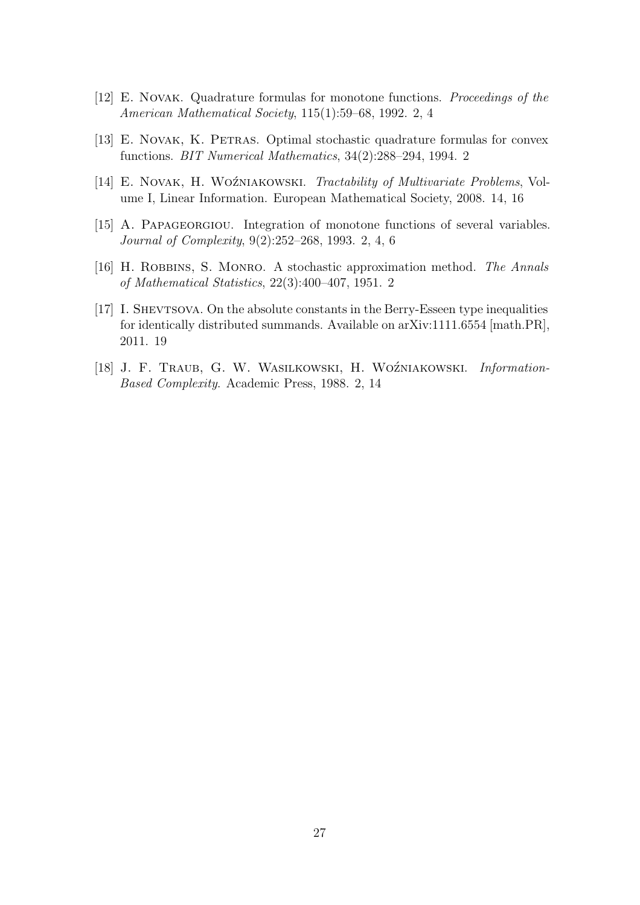[12] E. Novak. Quadrature formulas for monotone functions. *Proceedings of the American Mathematical Society*, 115(1):59–68, 1992. 2, 4

[13] E. Novak, K. Petras. Optimal stochastic quadrature formulas for convex functions. *BIT Numerical Mathematics*, 34(2):288–294, 1994. 2

[14] E. Novak, H. Woźniakowski. *Tractability of Multivariate Problems*, Volume I, Linear Information. European Mathematical Society, 2008. 14, 16

[15] A. Papageorgiou. Integration of monotone functions of several variables. *Journal of Complexity*, 9(2):252–268, 1993. 2, 4, 6

[16] H. Robbins, S. Monro. A stochastic approximation method. *The Annals of Mathematical Statistics*, 22(3):400–407, 1951. 2

[17] I. Shevtsova. On the absolute constants in the Berry-Esseen type inequalities for identically distributed summands. Available on arXiv:1111.6554 [math.PR], 2011. 19

[18] J. F. Traub, G. W. Wasilkowski, H. Woźniakowski. *Information-Based Complexity*. Academic Press, 1988. 2, 14